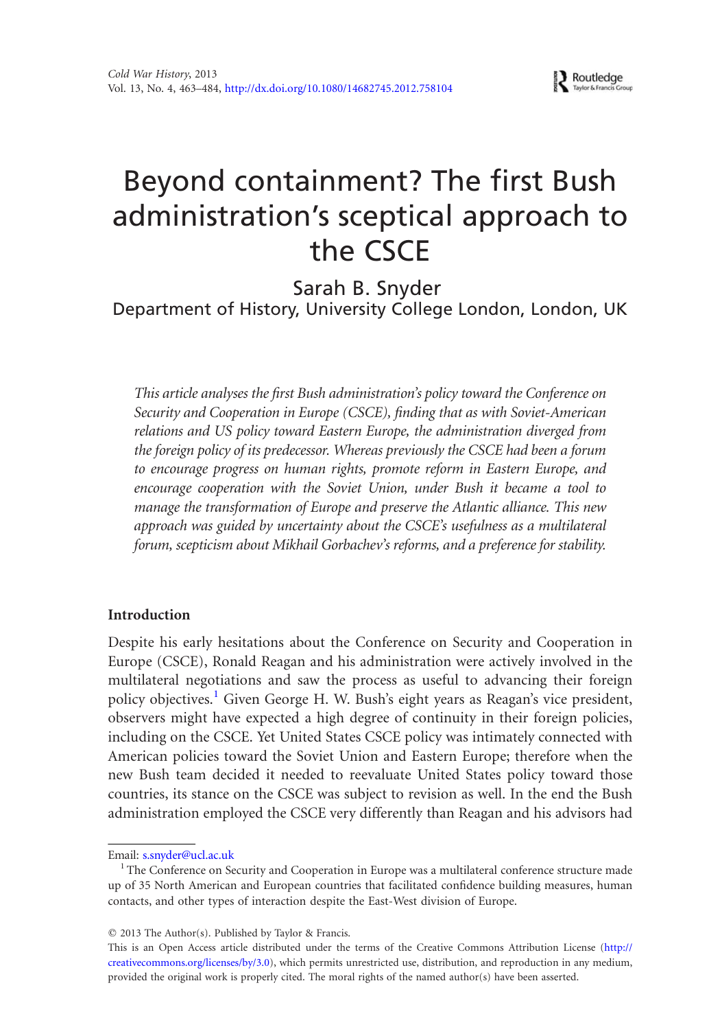# Beyond containment? The first Bush administration's sceptical approach to the CSCE

Sarah B. Snyder

Department of History, University College London, London, UK

*This article analyses the first Bush administration's policy toward the Conference on Security and Cooperation in Europe (CSCE), finding that as with Soviet-American relations and US policy toward Eastern Europe, the administration diverged from the foreign policy of its predecessor. Whereas previously the CSCE had been a forum to encourage progress on human rights, promote reform in Eastern Europe, and encourage cooperation with the Soviet Union, under Bush it became a tool to manage the transformation of Europe and preserve the Atlantic alliance. This new approach was guided by uncertainty about the CSCE's usefulness as a multilateral forum, scepticism about Mikhail Gorbachev's reforms, and a preference for stability.*

## Introduction

Despite his early hesitations about the Conference on Security and Cooperation in Europe (CSCE), Ronald Reagan and his administration were actively involved in the multilateral negotiations and saw the process as useful to advancing their foreign policy objectives.[1] Given George H. W. Bush's eight years as Reagan's vice president, observers might have expected a high degree of continuity in their foreign policies, including on the CSCE. Yet United States CSCE policy was intimately connected with American policies toward the Soviet Union and Eastern Europe; therefore when the new Bush team decided it needed to reevaluate United States policy toward those countries, its stance on the CSCE was subject to revision as well. In the end the Bush administration employed the CSCE very differently than Reagan and his advisors had

Email: s.snyder@ucl.ac.uk

[1] The Conference on Security and Cooperation in Europe was a multilateral conference structure made up of 35 North American and European countries that facilitated confidence building measures, human contacts, and other types of interaction despite the East-West division of Europe.

© 2013 The Author(s). Published by Taylor & Francis.

This is an Open Access article distributed under the terms of the Creative Commons Attribution License (http://creativecommons.org/licenses/by/3.0), which permits unrestricted use, distribution, and reproduction in any medium, provided the original work is properly cited. The moral rights of the named author(s) have been asserted.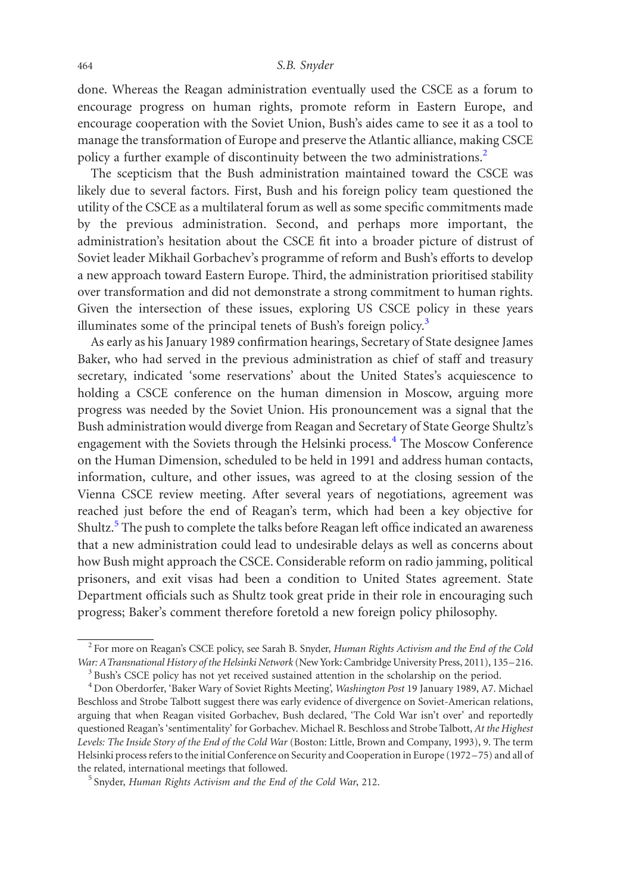done. Whereas the Reagan administration eventually used the CSCE as a forum to encourage progress on human rights, promote reform in Eastern Europe, and encourage cooperation with the Soviet Union, Bush's aides came to see it as a tool to manage the transformation of Europe and preserve the Atlantic alliance, making CSCE policy a further example of discontinuity between the two administrations.[2]

The scepticism that the Bush administration maintained toward the CSCE was likely due to several factors. First, Bush and his foreign policy team questioned the utility of the CSCE as a multilateral forum as well as some specific commitments made by the previous administration. Second, and perhaps more important, the administration's hesitation about the CSCE fit into a broader picture of distrust of Soviet leader Mikhail Gorbachev's programme of reform and Bush's efforts to develop a new approach toward Eastern Europe. Third, the administration prioritised stability over transformation and did not demonstrate a strong commitment to human rights. Given the intersection of these issues, exploring US CSCE policy in these years illuminates some of the principal tenets of Bush's foreign policy.[3]

As early as his January 1989 confirmation hearings, Secretary of State designee James Baker, who had served in the previous administration as chief of staff and treasury secretary, indicated 'some reservations' about the United States's acquiescence to holding a CSCE conference on the human dimension in Moscow, arguing more progress was needed by the Soviet Union. His pronouncement was a signal that the Bush administration would diverge from Reagan and Secretary of State George Shultz's engagement with the Soviets through the Helsinki process.[4] The Moscow Conference on the Human Dimension, scheduled to be held in 1991 and address human contacts, information, culture, and other issues, was agreed to at the closing session of the Vienna CSCE review meeting. After several years of negotiations, agreement was reached just before the end of Reagan's term, which had been a key objective for Shultz.[5] The push to complete the talks before Reagan left office indicated an awareness that a new administration could lead to undesirable delays as well as concerns about how Bush might approach the CSCE. Considerable reform on radio jamming, political prisoners, and exit visas had been a condition to United States agreement. State Department officials such as Shultz took great pride in their role in encouraging such progress; Baker's comment therefore foretold a new foreign policy philosophy.

---

[2] For more on Reagan's CSCE policy, see Sarah B. Snyder, *Human Rights Activism and the End of the Cold War: A Transnational History of the Helsinki Network* (New York: Cambridge University Press, 2011), 135–216.

[3] Bush's CSCE policy has not yet received sustained attention in the scholarship on the period.

[4] Don Oberdorfer, 'Baker Wary of Soviet Rights Meeting', *Washington Post* 19 January 1989, A7. Michael Beschloss and Strobe Talbott suggest there was early evidence of divergence on Soviet-American relations, arguing that when Reagan visited Gorbachev, Bush declared, 'The Cold War isn't over' and reportedly questioned Reagan's 'sentimentality' for Gorbachev. Michael R. Beschloss and Strobe Talbott, *At the Highest Levels: The Inside Story of the End of the Cold War* (Boston: Little, Brown and Company, 1993), 9. The term Helsinki process refers to the initial Conference on Security and Cooperation in Europe (1972–75) and all of the related, international meetings that followed.

[5] Snyder, *Human Rights Activism and the End of the Cold War*, 212.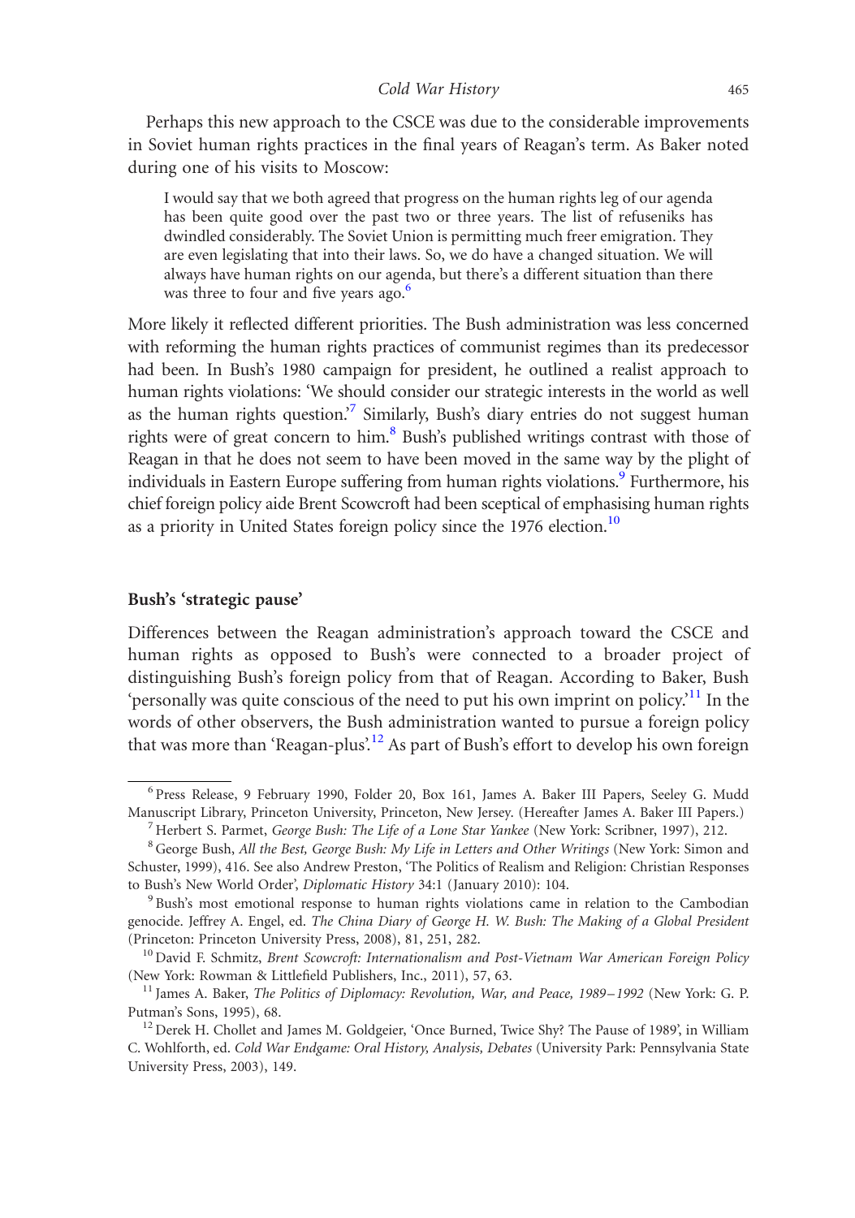Perhaps this new approach to the CSCE was due to the considerable improvements in Soviet human rights practices in the final years of Reagan's term. As Baker noted during one of his visits to Moscow:

> I would say that we both agreed that progress on the human rights leg of our agenda has been quite good over the past two or three years. The list of refuseniks has dwindled considerably. The Soviet Union is permitting much freer emigration. They are even legislating that into their laws. So, we do have a changed situation. We will always have human rights on our agenda, but there's a different situation than there was three to four and five years ago.[6]

More likely it reflected different priorities. The Bush administration was less concerned with reforming the human rights practices of communist regimes than its predecessor had been. In Bush's 1980 campaign for president, he outlined a realist approach to human rights violations: 'We should consider our strategic interests in the world as well as the human rights question.'[7] Similarly, Bush's diary entries do not suggest human rights were of great concern to him.[8] Bush's published writings contrast with those of Reagan in that he does not seem to have been moved in the same way by the plight of individuals in Eastern Europe suffering from human rights violations.[9] Furthermore, his chief foreign policy aide Brent Scowcroft had been sceptical of emphasising human rights as a priority in United States foreign policy since the 1976 election.[10]

## Bush's 'strategic pause'

Differences between the Reagan administration's approach toward the CSCE and human rights as opposed to Bush's were connected to a broader project of distinguishing Bush's foreign policy from that of Reagan. According to Baker, Bush 'personally was quite conscious of the need to put his own imprint on policy.'[11] In the words of other observers, the Bush administration wanted to pursue a foreign policy that was more than 'Reagan-plus'.[12] As part of Bush's effort to develop his own foreign

---

[6] Press Release, 9 February 1990, Folder 20, Box 161, James A. Baker III Papers, Seeley G. Mudd Manuscript Library, Princeton University, Princeton, New Jersey. (Hereafter James A. Baker III Papers.)

[7] Herbert S. Parmet, *George Bush: The Life of a Lone Star Yankee* (New York: Scribner, 1997), 212.

[8] George Bush, *All the Best, George Bush: My Life in Letters and Other Writings* (New York: Simon and Schuster, 1999), 416. See also Andrew Preston, 'The Politics of Realism and Religion: Christian Responses to Bush's New World Order', *Diplomatic History* 34:1 (January 2010): 104.

[9] Bush's most emotional response to human rights violations came in relation to the Cambodian genocide. Jeffrey A. Engel, ed. *The China Diary of George H. W. Bush: The Making of a Global President* (Princeton: Princeton University Press, 2008), 81, 251, 282.

[10] David F. Schmitz, *Brent Scowcroft: Internationalism and Post-Vietnam War American Foreign Policy* (New York: Rowman & Littlefield Publishers, Inc., 2011), 57, 63.

[11] James A. Baker, *The Politics of Diplomacy: Revolution, War, and Peace, 1989–1992* (New York: G. P. Putman's Sons, 1995), 68.

[12] Derek H. Chollet and James M. Goldgeier, 'Once Burned, Twice Shy? The Pause of 1989', in William C. Wohlforth, ed. *Cold War Endgame: Oral History, Analysis, Debates* (University Park: Pennsylvania State University Press, 2003), 149.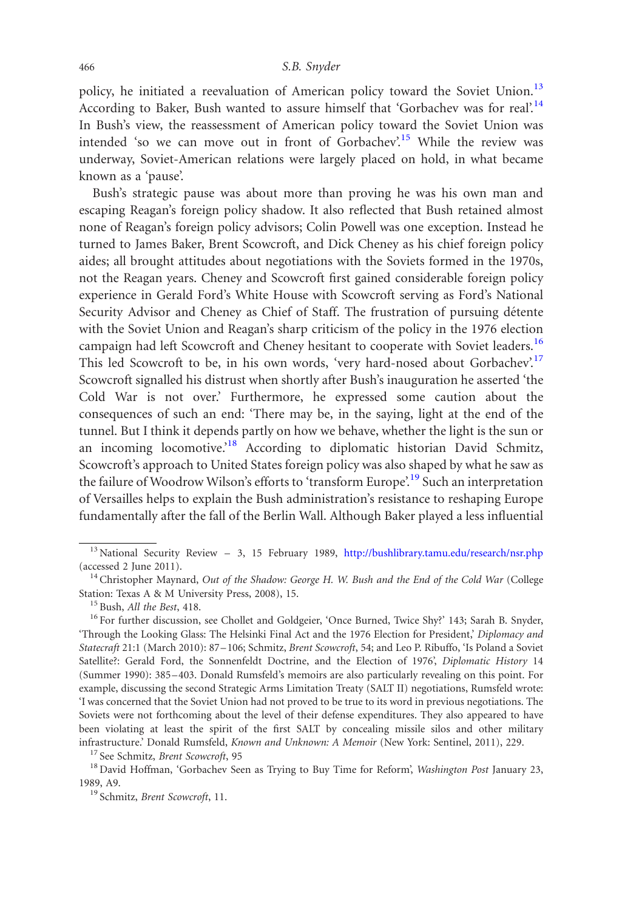policy, he initiated a reevaluation of American policy toward the Soviet Union.[13] According to Baker, Bush wanted to assure himself that 'Gorbachev was for real'.[14] In Bush's view, the reassessment of American policy toward the Soviet Union was intended 'so we can move out in front of Gorbachev'.[15] While the review was underway, Soviet-American relations were largely placed on hold, in what became known as a 'pause'.

Bush's strategic pause was about more than proving he was his own man and escaping Reagan's foreign policy shadow. It also reflected that Bush retained almost none of Reagan's foreign policy advisors; Colin Powell was one exception. Instead he turned to James Baker, Brent Scowcroft, and Dick Cheney as his chief foreign policy aides; all brought attitudes about negotiations with the Soviets formed in the 1970s, not the Reagan years. Cheney and Scowcroft first gained considerable foreign policy experience in Gerald Ford's White House with Scowcroft serving as Ford's National Security Advisor and Cheney as Chief of Staff. The frustration of pursuing détente with the Soviet Union and Reagan's sharp criticism of the policy in the 1976 election campaign had left Scowcroft and Cheney hesitant to cooperate with Soviet leaders.[16] This led Scowcroft to be, in his own words, 'very hard-nosed about Gorbachev'.[17] Scowcroft signalled his distrust when shortly after Bush's inauguration he asserted 'the Cold War is not over.' Furthermore, he expressed some caution about the consequences of such an end: 'There may be, in the saying, light at the end of the tunnel. But I think it depends partly on how we behave, whether the light is the sun or an incoming locomotive.'[18] According to diplomatic historian David Schmitz, Scowcroft's approach to United States foreign policy was also shaped by what he saw as the failure of Woodrow Wilson's efforts to 'transform Europe'.[19] Such an interpretation of Versailles helps to explain the Bush administration's resistance to reshaping Europe fundamentally after the fall of the Berlin Wall. Although Baker played a less influential

---

[13] National Security Review – 3, 15 February 1989, http://bushlibrary.tamu.edu/research/nsr.php (accessed 2 June 2011).

[14] Christopher Maynard, *Out of the Shadow: George H. W. Bush and the End of the Cold War* (College Station: Texas A & M University Press, 2008), 15.

[15] Bush, *All the Best*, 418.

[16] For further discussion, see Chollet and Goldgeier, 'Once Burned, Twice Shy?' 143; Sarah B. Snyder, 'Through the Looking Glass: The Helsinki Final Act and the 1976 Election for President,' *Diplomacy and Statecraft* 21:1 (March 2010): 87–106; Schmitz, *Brent Scowcroft*, 54; and Leo P. Ribuffo, 'Is Poland a Soviet Satellite?: Gerald Ford, the Sonnenfeldt Doctrine, and the Election of 1976', *Diplomatic History* 14 (Summer 1990): 385–403. Donald Rumsfeld's memoirs are also particularly revealing on this point. For example, discussing the second Strategic Arms Limitation Treaty (SALT II) negotiations, Rumsfeld wrote: 'I was concerned that the Soviet Union had not proved to be true to its word in previous negotiations. The Soviets were not forthcoming about the level of their defense expenditures. They also appeared to have been violating at least the spirit of the first SALT by concealing missile silos and other military infrastructure.' Donald Rumsfeld, *Known and Unknown: A Memoir* (New York: Sentinel, 2011), 229.

[17] See Schmitz, *Brent Scowcroft*, 95

[18] David Hoffman, 'Gorbachev Seen as Trying to Buy Time for Reform', *Washington Post* January 23, 1989, A9.

[19] Schmitz, *Brent Scowcroft*, 11.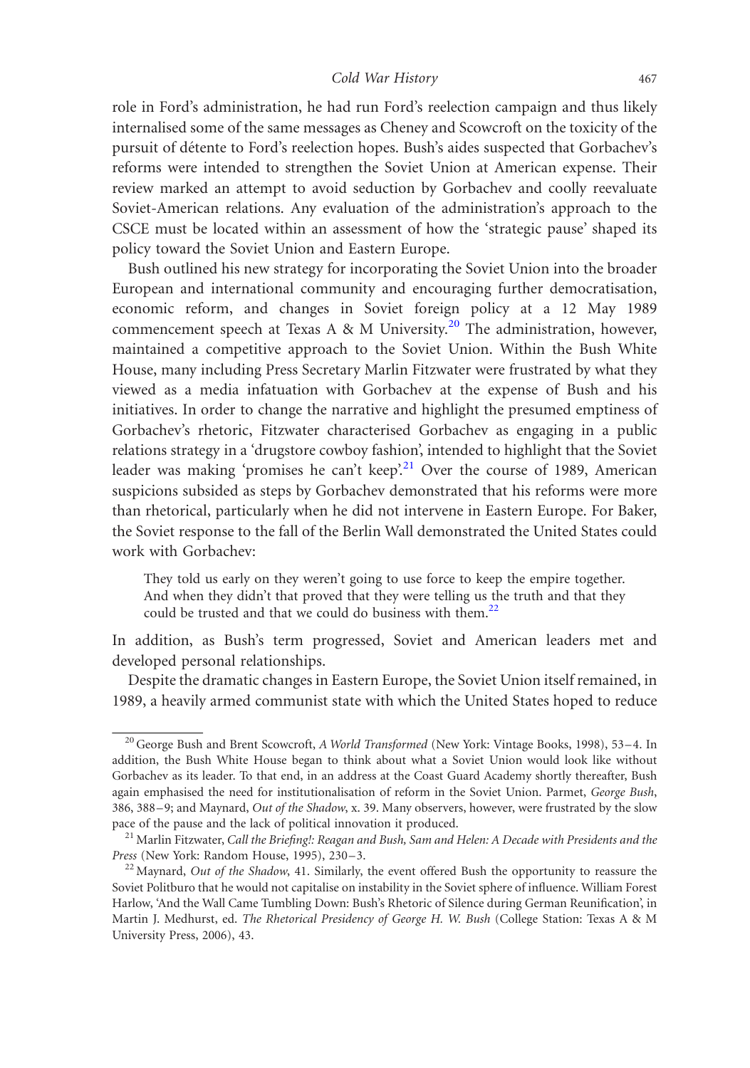role in Ford's administration, he had run Ford's reelection campaign and thus likely internalised some of the same messages as Cheney and Scowcroft on the toxicity of the pursuit of détente to Ford's reelection hopes. Bush's aides suspected that Gorbachev's reforms were intended to strengthen the Soviet Union at American expense. Their review marked an attempt to avoid seduction by Gorbachev and coolly reevaluate Soviet-American relations. Any evaluation of the administration's approach to the CSCE must be located within an assessment of how the 'strategic pause' shaped its policy toward the Soviet Union and Eastern Europe.

Bush outlined his new strategy for incorporating the Soviet Union into the broader European and international community and encouraging further democratisation, economic reform, and changes in Soviet foreign policy at a 12 May 1989 commencement speech at Texas A & M University.[20] The administration, however, maintained a competitive approach to the Soviet Union. Within the Bush White House, many including Press Secretary Marlin Fitzwater were frustrated by what they viewed as a media infatuation with Gorbachev at the expense of Bush and his initiatives. In order to change the narrative and highlight the presumed emptiness of Gorbachev's rhetoric, Fitzwater characterised Gorbachev as engaging in a public relations strategy in a 'drugstore cowboy fashion', intended to highlight that the Soviet leader was making 'promises he can't keep'.[21] Over the course of 1989, American suspicions subsided as steps by Gorbachev demonstrated that his reforms were more than rhetorical, particularly when he did not intervene in Eastern Europe. For Baker, the Soviet response to the fall of the Berlin Wall demonstrated the United States could work with Gorbachev:

> They told us early on they weren't going to use force to keep the empire together. And when they didn't that proved that they were telling us the truth and that they could be trusted and that we could do business with them.[22]

In addition, as Bush's term progressed, Soviet and American leaders met and developed personal relationships.

Despite the dramatic changes in Eastern Europe, the Soviet Union itself remained, in 1989, a heavily armed communist state with which the United States hoped to reduce

---

[20] George Bush and Brent Scowcroft, *A World Transformed* (New York: Vintage Books, 1998), 53–4. In addition, the Bush White House began to think about what a Soviet Union would look like without Gorbachev as its leader. To that end, in an address at the Coast Guard Academy shortly thereafter, Bush again emphasised the need for institutionalisation of reform in the Soviet Union. Parmet, *George Bush*, 386, 388–9; and Maynard, *Out of the Shadow*, x. 39. Many observers, however, were frustrated by the slow pace of the pause and the lack of political innovation it produced.

[21] Marlin Fitzwater, *Call the Briefing!: Reagan and Bush, Sam and Helen: A Decade with Presidents and the Press* (New York: Random House, 1995), 230–3.

[22] Maynard, *Out of the Shadow*, 41. Similarly, the event offered Bush the opportunity to reassure the Soviet Politburo that he would not capitalise on instability in the Soviet sphere of influence. William Forest Harlow, 'And the Wall Came Tumbling Down: Bush's Rhetoric of Silence during German Reunification', in Martin J. Medhurst, ed. *The Rhetorical Presidency of George H. W. Bush* (College Station: Texas A & M University Press, 2006), 43.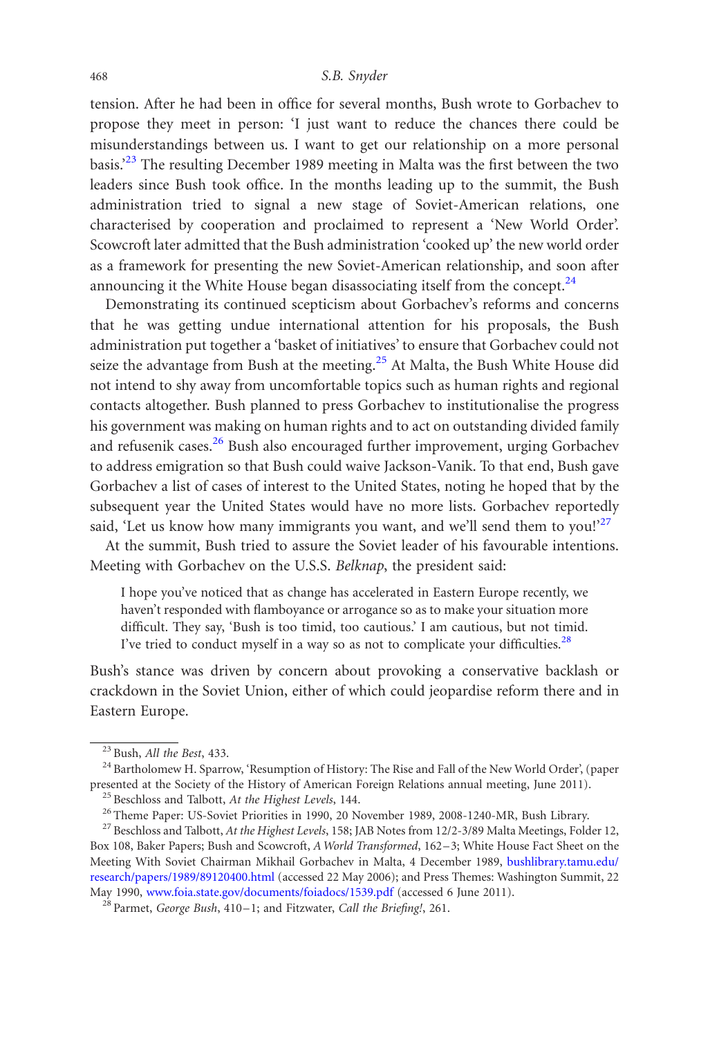tension. After he had been in office for several months, Bush wrote to Gorbachev to propose they meet in person: 'I just want to reduce the chances there could be misunderstandings between us. I want to get our relationship on a more personal basis.'[23] The resulting December 1989 meeting in Malta was the first between the two leaders since Bush took office. In the months leading up to the summit, the Bush administration tried to signal a new stage of Soviet-American relations, one characterised by cooperation and proclaimed to represent a 'New World Order'. Scowcroft later admitted that the Bush administration 'cooked up' the new world order as a framework for presenting the new Soviet-American relationship, and soon after announcing it the White House began disassociating itself from the concept.[24]

Demonstrating its continued scepticism about Gorbachev's reforms and concerns that he was getting undue international attention for his proposals, the Bush administration put together a 'basket of initiatives' to ensure that Gorbachev could not seize the advantage from Bush at the meeting.[25] At Malta, the Bush White House did not intend to shy away from uncomfortable topics such as human rights and regional contacts altogether. Bush planned to press Gorbachev to institutionalise the progress his government was making on human rights and to act on outstanding divided family and refusenik cases.[26] Bush also encouraged further improvement, urging Gorbachev to address emigration so that Bush could waive Jackson-Vanik. To that end, Bush gave Gorbachev a list of cases of interest to the United States, noting he hoped that by the subsequent year the United States would have no more lists. Gorbachev reportedly said, 'Let us know how many immigrants you want, and we'll send them to you!'[27]

At the summit, Bush tried to assure the Soviet leader of his favourable intentions. Meeting with Gorbachev on the U.S.S. *Belknap*, the president said:

> I hope you've noticed that as change has accelerated in Eastern Europe recently, we haven't responded with flamboyance or arrogance so as to make your situation more difficult. They say, 'Bush is too timid, too cautious.' I am cautious, but not timid. I've tried to conduct myself in a way so as not to complicate your difficulties.[28]

Bush's stance was driven by concern about provoking a conservative backlash or crackdown in the Soviet Union, either of which could jeopardise reform there and in Eastern Europe.

---

[23] Bush, *All the Best*, 433.

[24] Bartholomew H. Sparrow, 'Resumption of History: The Rise and Fall of the New World Order', (paper presented at the Society of the History of American Foreign Relations annual meeting, June 2011).

[25] Beschloss and Talbott, *At the Highest Levels*, 144.

[26] Theme Paper: US-Soviet Priorities in 1990, 20 November 1989, 2008-1240-MR, Bush Library.

[27] Beschloss and Talbott, *At the Highest Levels*, 158; JAB Notes from 12/2-3/89 Malta Meetings, Folder 12, Box 108, Baker Papers; Bush and Scowcroft, *A World Transformed*, 162–3; White House Fact Sheet on the Meeting With Soviet Chairman Mikhail Gorbachev in Malta, 4 December 1989, bushlibrary.tamu.edu/research/papers/1989/89120400.html (accessed 22 May 2006); and Press Themes: Washington Summit, 22 May 1990, www.foia.state.gov/documents/foiadocs/1539.pdf (accessed 6 June 2011).

[28] Parmet, *George Bush*, 410–1; and Fitzwater, *Call the Briefing!*, 261.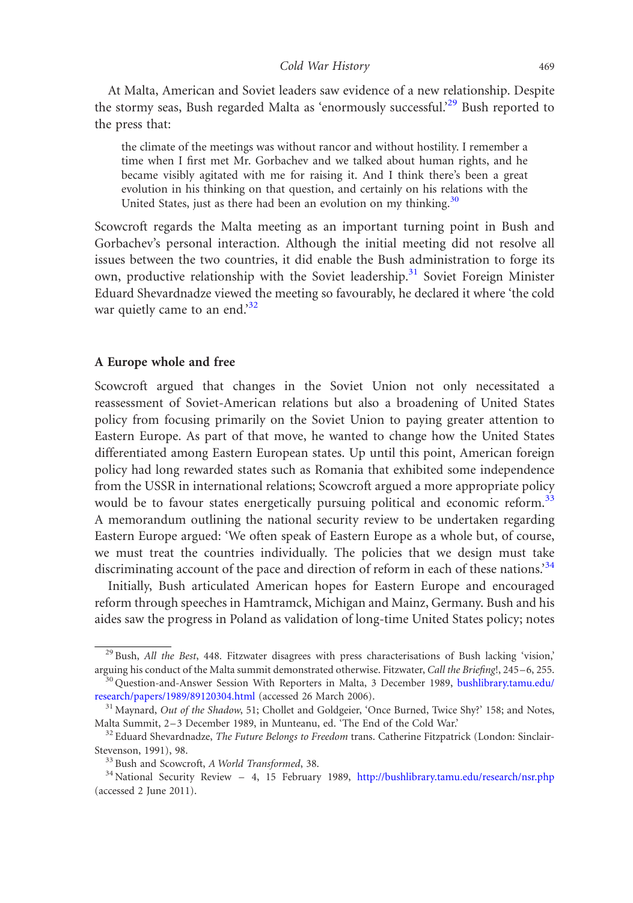At Malta, American and Soviet leaders saw evidence of a new relationship. Despite the stormy seas, Bush regarded Malta as 'enormously successful.'[29] Bush reported to the press that:

> the climate of the meetings was without rancor and without hostility. I remember a time when I first met Mr. Gorbachev and we talked about human rights, and he became visibly agitated with me for raising it. And I think there's been a great evolution in his thinking on that question, and certainly on his relations with the United States, just as there had been an evolution on my thinking.[30]

Scowcroft regards the Malta meeting as an important turning point in Bush and Gorbachev's personal interaction. Although the initial meeting did not resolve all issues between the two countries, it did enable the Bush administration to forge its own, productive relationship with the Soviet leadership.[31] Soviet Foreign Minister Eduard Shevardnadze viewed the meeting so favourably, he declared it where 'the cold war quietly came to an end.'[32]

## A Europe whole and free

Scowcroft argued that changes in the Soviet Union not only necessitated a reassessment of Soviet-American relations but also a broadening of United States policy from focusing primarily on the Soviet Union to paying greater attention to Eastern Europe. As part of that move, he wanted to change how the United States differentiated among Eastern European states. Up until this point, American foreign policy had long rewarded states such as Romania that exhibited some independence from the USSR in international relations; Scowcroft argued a more appropriate policy would be to favour states energetically pursuing political and economic reform.[33] A memorandum outlining the national security review to be undertaken regarding Eastern Europe argued: 'We often speak of Eastern Europe as a whole but, of course, we must treat the countries individually. The policies that we design must take discriminating account of the pace and direction of reform in each of these nations.'[34]

Initially, Bush articulated American hopes for Eastern Europe and encouraged reform through speeches in Hamtramck, Michigan and Mainz, Germany. Bush and his aides saw the progress in Poland as validation of long-time United States policy; notes

---

[29] Bush, *All the Best*, 448. Fitzwater disagrees with press characterisations of Bush lacking 'vision,' arguing his conduct of the Malta summit demonstrated otherwise. Fitzwater, *Call the Briefing!*, 245–6, 255.

[30] Question-and-Answer Session With Reporters in Malta, 3 December 1989, bushlibrary.tamu.edu/research/papers/1989/89120304.html (accessed 26 March 2006).

[31] Maynard, *Out of the Shadow*, 51; Chollet and Goldgeier, 'Once Burned, Twice Shy?' 158; and Notes, Malta Summit, 2–3 December 1989, in Munteanu, ed. 'The End of the Cold War.'

[32] Eduard Shevardnadze, *The Future Belongs to Freedom* trans. Catherine Fitzpatrick (London: Sinclair-Stevenson, 1991), 98.

[33] Bush and Scowcroft, *A World Transformed*, 38.

[34] National Security Review – 4, 15 February 1989, http://bushlibrary.tamu.edu/research/nsr.php (accessed 2 June 2011).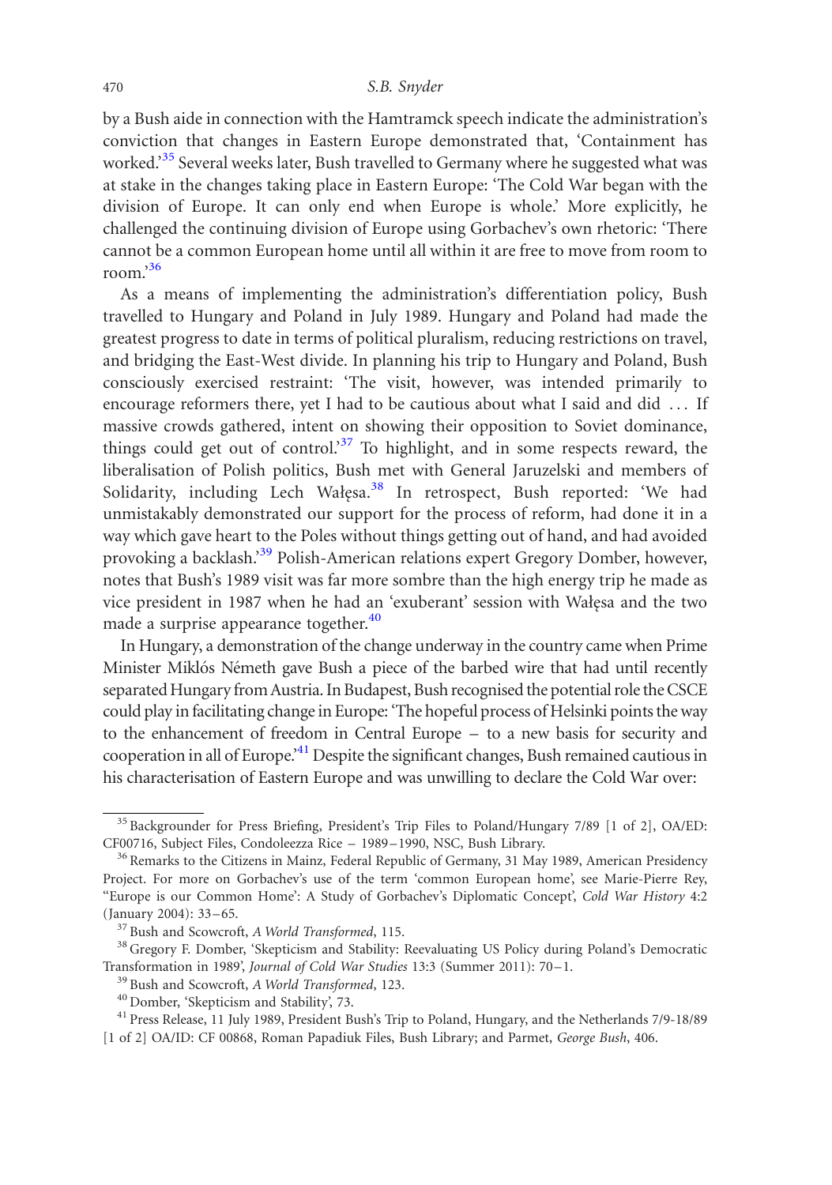by a Bush aide in connection with the Hamtramck speech indicate the administration's conviction that changes in Eastern Europe demonstrated that, 'Containment has worked.'[35] Several weeks later, Bush travelled to Germany where he suggested what was at stake in the changes taking place in Eastern Europe: 'The Cold War began with the division of Europe. It can only end when Europe is whole.' More explicitly, he challenged the continuing division of Europe using Gorbachev's own rhetoric: 'There cannot be a common European home until all within it are free to move from room to room.'[36]

As a means of implementing the administration's differentiation policy, Bush travelled to Hungary and Poland in July 1989. Hungary and Poland had made the greatest progress to date in terms of political pluralism, reducing restrictions on travel, and bridging the East-West divide. In planning his trip to Hungary and Poland, Bush consciously exercised restraint: 'The visit, however, was intended primarily to encourage reformers there, yet I had to be cautious about what I said and did ... If massive crowds gathered, intent on showing their opposition to Soviet dominance, things could get out of control.'[37] To highlight, and in some respects reward, the liberalisation of Polish politics, Bush met with General Jaruzelski and members of Solidarity, including Lech Wałęsa.[38] In retrospect, Bush reported: 'We had unmistakably demonstrated our support for the process of reform, had done it in a way which gave heart to the Poles without things getting out of hand, and had avoided provoking a backlash.'[39] Polish-American relations expert Gregory Domber, however, notes that Bush's 1989 visit was far more sombre than the high energy trip he made as vice president in 1987 when he had an 'exuberant' session with Wałęsa and the two made a surprise appearance together.[40]

In Hungary, a demonstration of the change underway in the country came when Prime Minister Miklós Németh gave Bush a piece of the barbed wire that had until recently separated Hungary from Austria. In Budapest, Bush recognised the potential role the CSCE could play in facilitating change in Europe: 'The hopeful process of Helsinki points the way to the enhancement of freedom in Central Europe – to a new basis for security and cooperation in all of Europe.'[41] Despite the significant changes, Bush remained cautious in his characterisation of Eastern Europe and was unwilling to declare the Cold War over:

---

[35] Backgrounder for Press Briefing, President's Trip Files to Poland/Hungary 7/89 [1 of 2], OA/ED: CF00716, Subject Files, Condoleezza Rice – 1989–1990, NSC, Bush Library.

[36] Remarks to the Citizens in Mainz, Federal Republic of Germany, 31 May 1989, American Presidency Project. For more on Gorbachev's use of the term 'common European home', see Marie-Pierre Rey, '"Europe is our Common Home": A Study of Gorbachev's Diplomatic Concept', *Cold War History* 4:2 (January 2004): 33–65.

[37] Bush and Scowcroft, *A World Transformed*, 115.

[38] Gregory F. Domber, 'Skepticism and Stability: Reevaluating US Policy during Poland's Democratic Transformation in 1989', *Journal of Cold War Studies* 13:3 (Summer 2011): 70–1.

[39] Bush and Scowcroft, *A World Transformed*, 123.

[40] Domber, 'Skepticism and Stability', 73.

[41] Press Release, 11 July 1989, President Bush's Trip to Poland, Hungary, and the Netherlands 7/9-18/89 [1 of 2] OA/ID: CF 00868, Roman Papadiuk Files, Bush Library; and Parmet, *George Bush*, 406.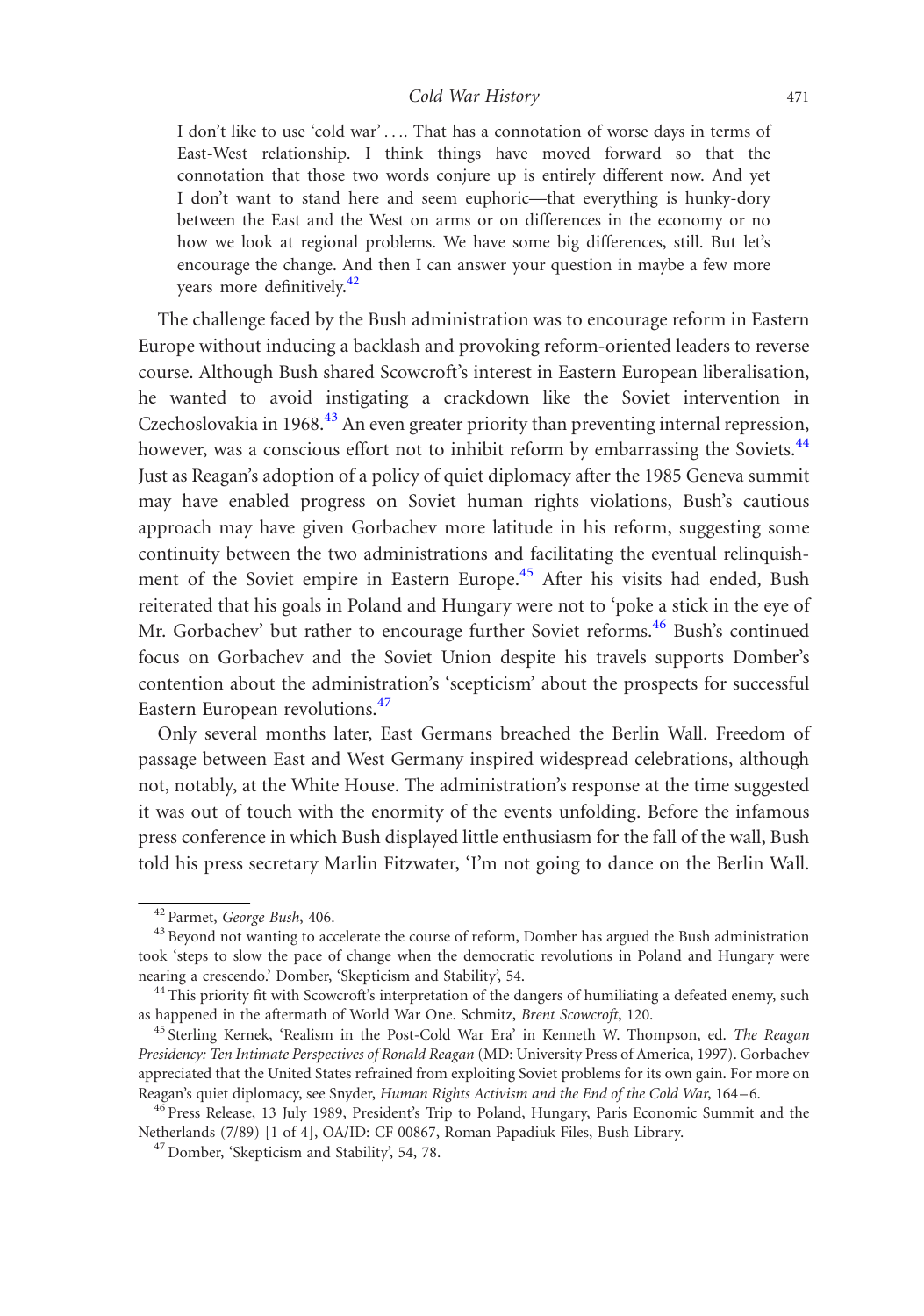> I don't like to use 'cold war' …. That has a connotation of worse days in terms of East-West relationship. I think things have moved forward so that the connotation that those two words conjure up is entirely different now. And yet I don't want to stand here and seem euphoric—that everything is hunky-dory between the East and the West on arms or on differences in the economy or no how we look at regional problems. We have some big differences, still. But let's encourage the change. And then I can answer your question in maybe a few more years more definitively.[42]

The challenge faced by the Bush administration was to encourage reform in Eastern Europe without inducing a backlash and provoking reform-oriented leaders to reverse course. Although Bush shared Scowcroft's interest in Eastern European liberalisation, he wanted to avoid instigating a crackdown like the Soviet intervention in Czechoslovakia in 1968.[43] An even greater priority than preventing internal repression, however, was a conscious effort not to inhibit reform by embarrassing the Soviets.[44] Just as Reagan's adoption of a policy of quiet diplomacy after the 1985 Geneva summit may have enabled progress on Soviet human rights violations, Bush's cautious approach may have given Gorbachev more latitude in his reform, suggesting some continuity between the two administrations and facilitating the eventual relinquishment of the Soviet empire in Eastern Europe.[45] After his visits had ended, Bush reiterated that his goals in Poland and Hungary were not to 'poke a stick in the eye of Mr. Gorbachev' but rather to encourage further Soviet reforms.[46] Bush's continued focus on Gorbachev and the Soviet Union despite his travels supports Domber's contention about the administration's 'scepticism' about the prospects for successful Eastern European revolutions.[47]

Only several months later, East Germans breached the Berlin Wall. Freedom of passage between East and West Germany inspired widespread celebrations, although not, notably, at the White House. The administration's response at the time suggested it was out of touch with the enormity of the events unfolding. Before the infamous press conference in which Bush displayed little enthusiasm for the fall of the wall, Bush told his press secretary Marlin Fitzwater, 'I'm not going to dance on the Berlin Wall.

---

[42] Parmet, *George Bush*, 406.

[43] Beyond not wanting to accelerate the course of reform, Domber has argued the Bush administration took 'steps to slow the pace of change when the democratic revolutions in Poland and Hungary were nearing a crescendo.' Domber, 'Skepticism and Stability', 54.

[44] This priority fit with Scowcroft's interpretation of the dangers of humiliating a defeated enemy, such as happened in the aftermath of World War One. Schmitz, *Brent Scowcroft*, 120.

[45] Sterling Kernek, 'Realism in the Post-Cold War Era' in Kenneth W. Thompson, ed. *The Reagan Presidency: Ten Intimate Perspectives of Ronald Reagan* (MD: University Press of America, 1997). Gorbachev appreciated that the United States refrained from exploiting Soviet problems for its own gain. For more on Reagan's quiet diplomacy, see Snyder, *Human Rights Activism and the End of the Cold War*, 164–6.

[46] Press Release, 13 July 1989, President's Trip to Poland, Hungary, Paris Economic Summit and the Netherlands (7/89) [1 of 4], OA/ID: CF 00867, Roman Papadiuk Files, Bush Library.

[47] Domber, 'Skepticism and Stability', 54, 78.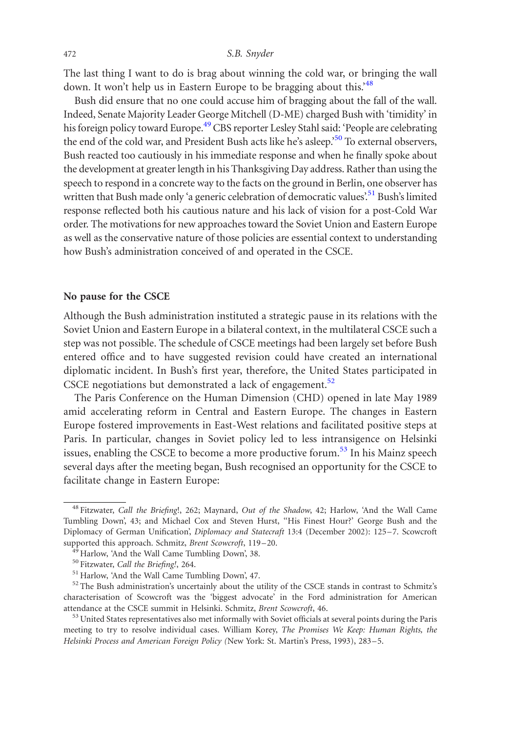The last thing I want to do is brag about winning the cold war, or bringing the wall down. It won't help us in Eastern Europe to be bragging about this.'[48]

Bush did ensure that no one could accuse him of bragging about the fall of the wall. Indeed, Senate Majority Leader George Mitchell (D-ME) charged Bush with 'timidity' in his foreign policy toward Europe.[49] CBS reporter Lesley Stahl said: 'People are celebrating the end of the cold war, and President Bush acts like he's asleep.'[50] To external observers, Bush reacted too cautiously in his immediate response and when he finally spoke about the development at greater length in his Thanksgiving Day address. Rather than using the speech to respond in a concrete way to the facts on the ground in Berlin, one observer has written that Bush made only 'a generic celebration of democratic values'.[51] Bush's limited response reflected both his cautious nature and his lack of vision for a post-Cold War order. The motivations for new approaches toward the Soviet Union and Eastern Europe as well as the conservative nature of those policies are essential context to understanding how Bush's administration conceived of and operated in the CSCE.

## No pause for the CSCE

Although the Bush administration instituted a strategic pause in its relations with the Soviet Union and Eastern Europe in a bilateral context, in the multilateral CSCE such a step was not possible. The schedule of CSCE meetings had been largely set before Bush entered office and to have suggested revision could have created an international diplomatic incident. In Bush's first year, therefore, the United States participated in CSCE negotiations but demonstrated a lack of engagement.[52]

The Paris Conference on the Human Dimension (CHD) opened in late May 1989 amid accelerating reform in Central and Eastern Europe. The changes in Eastern Europe fostered improvements in East-West relations and facilitated positive steps at Paris. In particular, changes in Soviet policy led to less intransigence on Helsinki issues, enabling the CSCE to become a more productive forum.[53] In his Mainz speech several days after the meeting began, Bush recognised an opportunity for the CSCE to facilitate change in Eastern Europe:

---

[48] Fitzwater, *Call the Briefing!*, 262; Maynard, *Out of the Shadow*, 42; Harlow, 'And the Wall Came Tumbling Down', 43; and Michael Cox and Steven Hurst, ''His Finest Hour?' George Bush and the Diplomacy of German Unification', *Diplomacy and Statecraft* 13:4 (December 2002): 125–7. Scowcroft supported this approach. Schmitz, *Brent Scowcroft*, 119–20.

[49] Harlow, 'And the Wall Came Tumbling Down', 38.

[50] Fitzwater, *Call the Briefing!*, 264.

[51] Harlow, 'And the Wall Came Tumbling Down', 47.

[52] The Bush administration's uncertainly about the utility of the CSCE stands in contrast to Schmitz's characterisation of Scowcroft was the 'biggest advocate' in the Ford administration for American attendance at the CSCE summit in Helsinki. Schmitz, *Brent Scowcroft*, 46.

[53] United States representatives also met informally with Soviet officials at several points during the Paris meeting to try to resolve individual cases. William Korey, *The Promises We Keep: Human Rights, the Helsinki Process and American Foreign Policy (*New York: St. Martin's Press, 1993), 283–5.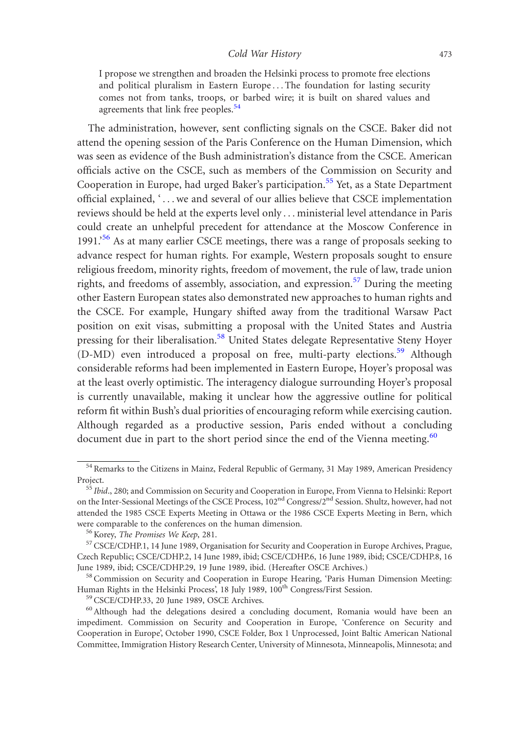> I propose we strengthen and broaden the Helsinki process to promote free elections and political pluralism in Eastern Europe . . . The foundation for lasting security comes not from tanks, troops, or barbed wire; it is built on shared values and agreements that link free peoples.[54]

The administration, however, sent conflicting signals on the CSCE. Baker did not attend the opening session of the Paris Conference on the Human Dimension, which was seen as evidence of the Bush administration's distance from the CSCE. American officials active on the CSCE, such as members of the Commission on Security and Cooperation in Europe, had urged Baker's participation.[55] Yet, as a State Department official explained, ' . . . we and several of our allies believe that CSCE implementation reviews should be held at the experts level only . . . ministerial level attendance in Paris could create an unhelpful precedent for attendance at the Moscow Conference in 1991.'[56] As at many earlier CSCE meetings, there was a range of proposals seeking to advance respect for human rights. For example, Western proposals sought to ensure religious freedom, minority rights, freedom of movement, the rule of law, trade union rights, and freedoms of assembly, association, and expression.[57] During the meeting other Eastern European states also demonstrated new approaches to human rights and the CSCE. For example, Hungary shifted away from the traditional Warsaw Pact position on exit visas, submitting a proposal with the United States and Austria pressing for their liberalisation.[58] United States delegate Representative Steny Hoyer (D-MD) even introduced a proposal on free, multi-party elections.[59] Although considerable reforms had been implemented in Eastern Europe, Hoyer's proposal was at the least overly optimistic. The interagency dialogue surrounding Hoyer's proposal is currently unavailable, making it unclear how the aggressive outline for political reform fit within Bush's dual priorities of encouraging reform while exercising caution. Although regarded as a productive session, Paris ended without a concluding document due in part to the short period since the end of the Vienna meeting.[60]

---

[54] Remarks to the Citizens in Mainz, Federal Republic of Germany, 31 May 1989, American Presidency Project.

[55] *Ibid*., 280; and Commission on Security and Cooperation in Europe, From Vienna to Helsinki: Report on the Inter-Sessional Meetings of the CSCE Process, 102nd Congress/2nd Session. Shultz, however, had not attended the 1985 CSCE Experts Meeting in Ottawa or the 1986 CSCE Experts Meeting in Bern, which were comparable to the conferences on the human dimension.

[56] Korey, *The Promises We Keep*, 281.

[57] CSCE/CDHP.1, 14 June 1989, Organisation for Security and Cooperation in Europe Archives, Prague, Czech Republic; CSCE/CDHP.2, 14 June 1989, ibid; CSCE/CDHP.6, 16 June 1989, ibid; CSCE/CDHP.8, 16 June 1989, ibid; CSCE/CDHP.29, 19 June 1989, ibid. (Hereafter OSCE Archives.)

[58] Commission on Security and Cooperation in Europe Hearing, 'Paris Human Dimension Meeting: Human Rights in the Helsinki Process', 18 July 1989, 100th Congress/First Session.

[59] CSCE/CDHP.33, 20 June 1989, OSCE Archives.

[60] Although had the delegations desired a concluding document, Romania would have been an impediment. Commission on Security and Cooperation in Europe, 'Conference on Security and Cooperation in Europe', October 1990, CSCE Folder, Box 1 Unprocessed, Joint Baltic American National Committee, Immigration History Research Center, University of Minnesota, Minneapolis, Minnesota; and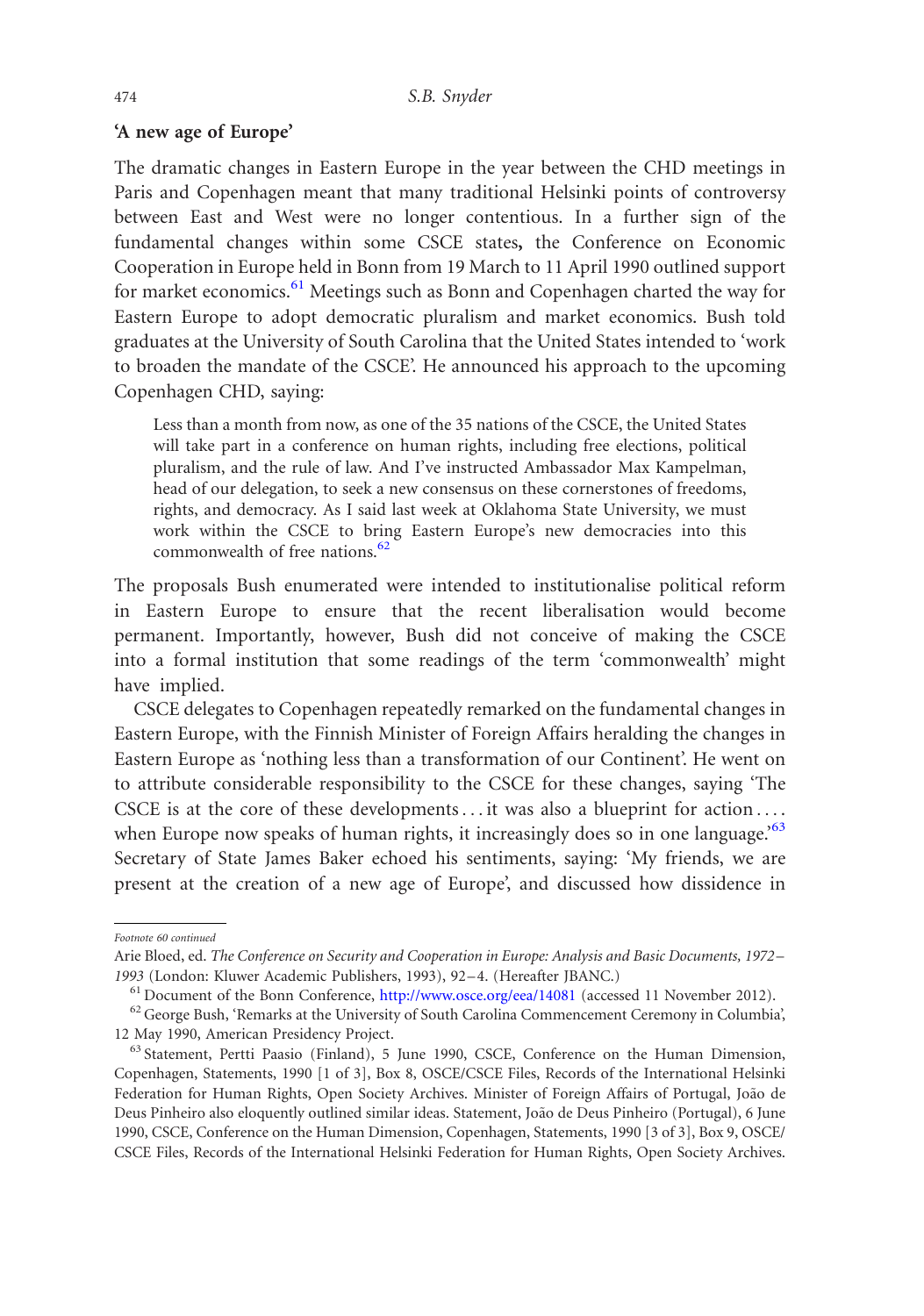## 'A new age of Europe'

The dramatic changes in Eastern Europe in the year between the CHD meetings in Paris and Copenhagen meant that many traditional Helsinki points of controversy between East and West were no longer contentious. In a further sign of the fundamental changes within some CSCE states**,** the Conference on Economic Cooperation in Europe held in Bonn from 19 March to 11 April 1990 outlined support for market economics.[61] Meetings such as Bonn and Copenhagen charted the way for Eastern Europe to adopt democratic pluralism and market economics. Bush told graduates at the University of South Carolina that the United States intended to 'work to broaden the mandate of the CSCE'. He announced his approach to the upcoming Copenhagen CHD, saying:

> Less than a month from now, as one of the 35 nations of the CSCE, the United States will take part in a conference on human rights, including free elections, political pluralism, and the rule of law. And I've instructed Ambassador Max Kampelman, head of our delegation, to seek a new consensus on these cornerstones of freedoms, rights, and democracy. As I said last week at Oklahoma State University, we must work within the CSCE to bring Eastern Europe's new democracies into this commonwealth of free nations.[62]

The proposals Bush enumerated were intended to institutionalise political reform in Eastern Europe to ensure that the recent liberalisation would become permanent. Importantly, however, Bush did not conceive of making the CSCE into a formal institution that some readings of the term 'commonwealth' might have implied.

CSCE delegates to Copenhagen repeatedly remarked on the fundamental changes in Eastern Europe, with the Finnish Minister of Foreign Affairs heralding the changes in Eastern Europe as 'nothing less than a transformation of our Continent'. He went on to attribute considerable responsibility to the CSCE for these changes, saying 'The CSCE is at the core of these developments . . . it was also a blueprint for action . . . . when Europe now speaks of human rights, it increasingly does so in one language.'[63] Secretary of State James Baker echoed his sentiments, saying: 'My friends, we are present at the creation of a new age of Europe', and discussed how dissidence in

---

*Footnote 60 continued*

Arie Bloed, ed. *The Conference on Security and Cooperation in Europe: Analysis and Basic Documents, 1972–1993* (London: Kluwer Academic Publishers, 1993), 92–4. (Hereafter JBANC.)

[61] Document of the Bonn Conference, http://www.osce.org/eea/14081 (accessed 11 November 2012).

[62] George Bush, 'Remarks at the University of South Carolina Commencement Ceremony in Columbia', 12 May 1990, American Presidency Project.

[63] Statement, Pertti Paasio (Finland), 5 June 1990, CSCE, Conference on the Human Dimension, Copenhagen, Statements, 1990 [1 of 3], Box 8, OSCE/CSCE Files, Records of the International Helsinki Federation for Human Rights, Open Society Archives. Minister of Foreign Affairs of Portugal, João de Deus Pinheiro also eloquently outlined similar ideas. Statement, João de Deus Pinheiro (Portugal), 6 June 1990, CSCE, Conference on the Human Dimension, Copenhagen, Statements, 1990 [3 of 3], Box 9, OSCE/CSCE Files, Records of the International Helsinki Federation for Human Rights, Open Society Archives.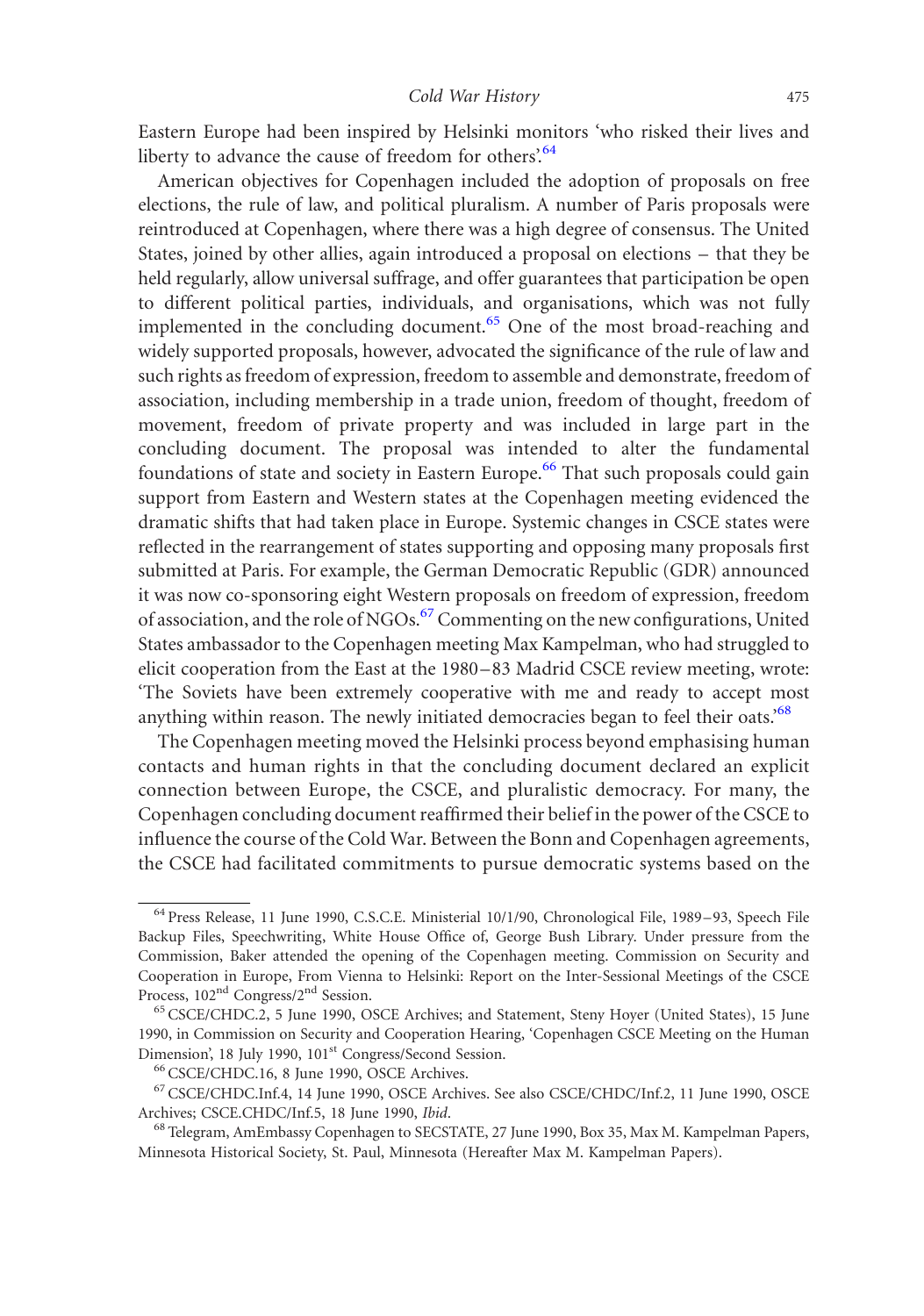Eastern Europe had been inspired by Helsinki monitors 'who risked their lives and liberty to advance the cause of freedom for others'.[64]

American objectives for Copenhagen included the adoption of proposals on free elections, the rule of law, and political pluralism. A number of Paris proposals were reintroduced at Copenhagen, where there was a high degree of consensus. The United States, joined by other allies, again introduced a proposal on elections – that they be held regularly, allow universal suffrage, and offer guarantees that participation be open to different political parties, individuals, and organisations, which was not fully implemented in the concluding document.[65] One of the most broad-reaching and widely supported proposals, however, advocated the significance of the rule of law and such rights as freedom of expression, freedom to assemble and demonstrate, freedom of association, including membership in a trade union, freedom of thought, freedom of movement, freedom of private property and was included in large part in the concluding document. The proposal was intended to alter the fundamental foundations of state and society in Eastern Europe.[66] That such proposals could gain support from Eastern and Western states at the Copenhagen meeting evidenced the dramatic shifts that had taken place in Europe. Systemic changes in CSCE states were reflected in the rearrangement of states supporting and opposing many proposals first submitted at Paris. For example, the German Democratic Republic (GDR) announced it was now co-sponsoring eight Western proposals on freedom of expression, freedom of association, and the role of NGOs.[67] Commenting on the new configurations, United States ambassador to the Copenhagen meeting Max Kampelman, who had struggled to elicit cooperation from the East at the 1980–83 Madrid CSCE review meeting, wrote: 'The Soviets have been extremely cooperative with me and ready to accept most anything within reason. The newly initiated democracies began to feel their oats.'[68]

The Copenhagen meeting moved the Helsinki process beyond emphasising human contacts and human rights in that the concluding document declared an explicit connection between Europe, the CSCE, and pluralistic democracy. For many, the Copenhagen concluding document reaffirmed their belief in the power of the CSCE to influence the course of the Cold War. Between the Bonn and Copenhagen agreements, the CSCE had facilitated commitments to pursue democratic systems based on the

---

[64] Press Release, 11 June 1990, C.S.C.E. Ministerial 10/1/90, Chronological File, 1989–93, Speech File Backup Files, Speechwriting, White House Office of, George Bush Library. Under pressure from the Commission, Baker attended the opening of the Copenhagen meeting. Commission on Security and Cooperation in Europe, From Vienna to Helsinki: Report on the Inter-Sessional Meetings of the CSCE Process, 102nd Congress/2nd Session.

[65] CSCE/CHDC.2, 5 June 1990, OSCE Archives; and Statement, Steny Hoyer (United States), 15 June 1990, in Commission on Security and Cooperation Hearing, 'Copenhagen CSCE Meeting on the Human Dimension', 18 July 1990, 101st Congress/Second Session.

[66] CSCE/CHDC.16, 8 June 1990, OSCE Archives.

[67] CSCE/CHDC.Inf.4, 14 June 1990, OSCE Archives. See also CSCE/CHDC/Inf.2, 11 June 1990, OSCE Archives; CSCE.CHDC/Inf.5, 18 June 1990, *Ibid*.

[68] Telegram, AmEmbassy Copenhagen to SECSTATE, 27 June 1990, Box 35, Max M. Kampelman Papers, Minnesota Historical Society, St. Paul, Minnesota (Hereafter Max M. Kampelman Papers).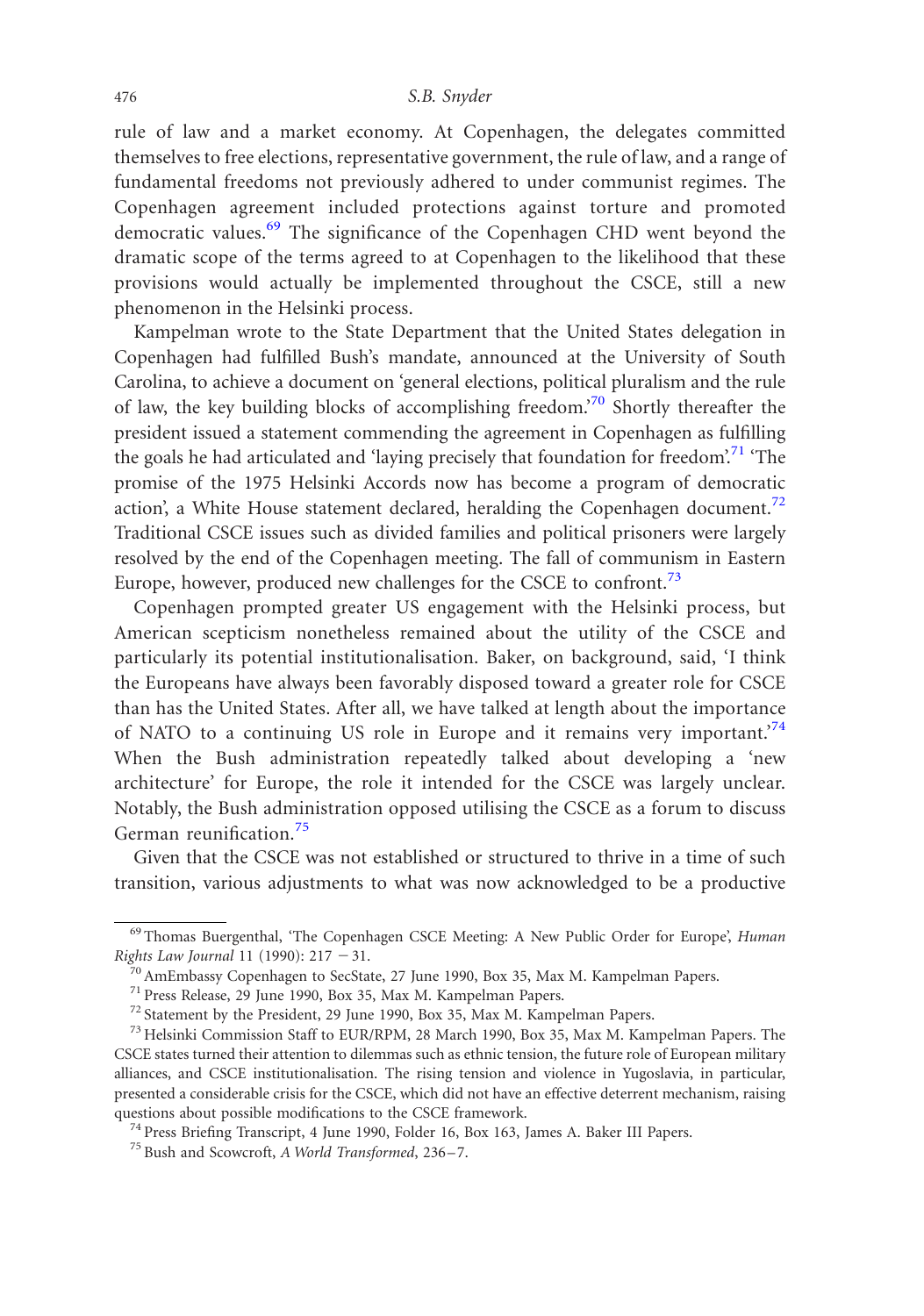rule of law and a market economy. At Copenhagen, the delegates committed themselves to free elections, representative government, the rule of law, and a range of fundamental freedoms not previously adhered to under communist regimes. The Copenhagen agreement included protections against torture and promoted democratic values.[69] The significance of the Copenhagen CHD went beyond the dramatic scope of the terms agreed to at Copenhagen to the likelihood that these provisions would actually be implemented throughout the CSCE, still a new phenomenon in the Helsinki process.

Kampelman wrote to the State Department that the United States delegation in Copenhagen had fulfilled Bush's mandate, announced at the University of South Carolina, to achieve a document on 'general elections, political pluralism and the rule of law, the key building blocks of accomplishing freedom.'[70] Shortly thereafter the president issued a statement commending the agreement in Copenhagen as fulfilling the goals he had articulated and 'laying precisely that foundation for freedom'.[71] 'The promise of the 1975 Helsinki Accords now has become a program of democratic action', a White House statement declared, heralding the Copenhagen document.[72] Traditional CSCE issues such as divided families and political prisoners were largely resolved by the end of the Copenhagen meeting. The fall of communism in Eastern Europe, however, produced new challenges for the CSCE to confront.[73]

Copenhagen prompted greater US engagement with the Helsinki process, but American scepticism nonetheless remained about the utility of the CSCE and particularly its potential institutionalisation. Baker, on background, said, 'I think the Europeans have always been favorably disposed toward a greater role for CSCE than has the United States. After all, we have talked at length about the importance of NATO to a continuing US role in Europe and it remains very important.'[74] When the Bush administration repeatedly talked about developing a 'new architecture' for Europe, the role it intended for the CSCE was largely unclear. Notably, the Bush administration opposed utilising the CSCE as a forum to discuss German reunification.[75]

Given that the CSCE was not established or structured to thrive in a time of such transition, various adjustments to what was now acknowledged to be a productive

---

[69] Thomas Buergenthal, 'The Copenhagen CSCE Meeting: A New Public Order for Europe', *Human Rights Law Journal* 11 (1990): 217 – 31.

[70] AmEmbassy Copenhagen to SecState, 27 June 1990, Box 35, Max M. Kampelman Papers.

[71] Press Release, 29 June 1990, Box 35, Max M. Kampelman Papers.

[72] Statement by the President, 29 June 1990, Box 35, Max M. Kampelman Papers.

[73] Helsinki Commission Staff to EUR/RPM, 28 March 1990, Box 35, Max M. Kampelman Papers. The CSCE states turned their attention to dilemmas such as ethnic tension, the future role of European military alliances, and CSCE institutionalisation. The rising tension and violence in Yugoslavia, in particular, presented a considerable crisis for the CSCE, which did not have an effective deterrent mechanism, raising questions about possible modifications to the CSCE framework.

[74] Press Briefing Transcript, 4 June 1990, Folder 16, Box 163, James A. Baker III Papers.

[75] Bush and Scowcroft, *A World Transformed*, 236–7.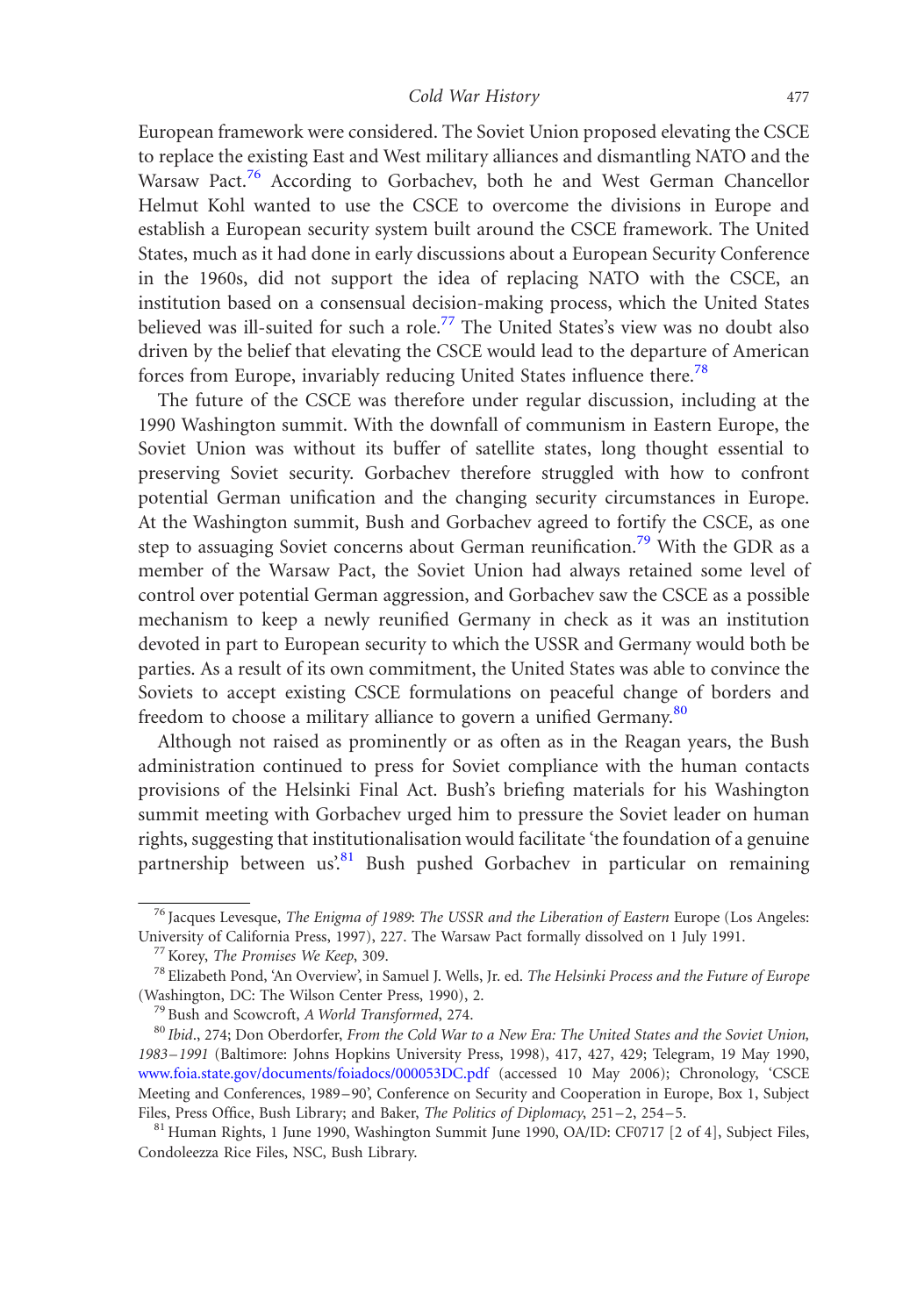European framework were considered. The Soviet Union proposed elevating the CSCE to replace the existing East and West military alliances and dismantling NATO and the Warsaw Pact.[76] According to Gorbachev, both he and West German Chancellor Helmut Kohl wanted to use the CSCE to overcome the divisions in Europe and establish a European security system built around the CSCE framework. The United States, much as it had done in early discussions about a European Security Conference in the 1960s, did not support the idea of replacing NATO with the CSCE, an institution based on a consensual decision-making process, which the United States believed was ill-suited for such a role.[77] The United States's view was no doubt also driven by the belief that elevating the CSCE would lead to the departure of American forces from Europe, invariably reducing United States influence there.[78]

The future of the CSCE was therefore under regular discussion, including at the 1990 Washington summit. With the downfall of communism in Eastern Europe, the Soviet Union was without its buffer of satellite states, long thought essential to preserving Soviet security. Gorbachev therefore struggled with how to confront potential German unification and the changing security circumstances in Europe. At the Washington summit, Bush and Gorbachev agreed to fortify the CSCE, as one step to assuaging Soviet concerns about German reunification.[79] With the GDR as a member of the Warsaw Pact, the Soviet Union had always retained some level of control over potential German aggression, and Gorbachev saw the CSCE as a possible mechanism to keep a newly reunified Germany in check as it was an institution devoted in part to European security to which the USSR and Germany would both be parties. As a result of its own commitment, the United States was able to convince the Soviets to accept existing CSCE formulations on peaceful change of borders and freedom to choose a military alliance to govern a unified Germany.[80]

Although not raised as prominently or as often as in the Reagan years, the Bush administration continued to press for Soviet compliance with the human contacts provisions of the Helsinki Final Act. Bush's briefing materials for his Washington summit meeting with Gorbachev urged him to pressure the Soviet leader on human rights, suggesting that institutionalisation would facilitate 'the foundation of a genuine partnership between us'.[81] Bush pushed Gorbachev in particular on remaining

---

[76] Jacques Levesque, *The Enigma of 1989*: *The USSR and the Liberation of Eastern* Europe (Los Angeles: University of California Press, 1997), 227. The Warsaw Pact formally dissolved on 1 July 1991.

[77] Korey, *The Promises We Keep*, 309.

[78] Elizabeth Pond, 'An Overview', in Samuel J. Wells, Jr. ed. *The Helsinki Process and the Future of Europe* (Washington, DC: The Wilson Center Press, 1990), 2.

[79] Bush and Scowcroft, *A World Transformed*, 274.

[80] *Ibid*., 274; Don Oberdorfer, *From the Cold War to a New Era: The United States and the Soviet Union, 1983–1991* (Baltimore: Johns Hopkins University Press, 1998), 417, 427, 429; Telegram, 19 May 1990, www.foia.state.gov/documents/foiadocs/000053DC.pdf (accessed 10 May 2006); Chronology, 'CSCE Meeting and Conferences, 1989–90', Conference on Security and Cooperation in Europe, Box 1, Subject Files, Press Office, Bush Library; and Baker, *The Politics of Diplomacy*, 251–2, 254–5.

[81] Human Rights, 1 June 1990, Washington Summit June 1990, OA/ID: CF0717 [2 of 4], Subject Files, Condoleezza Rice Files, NSC, Bush Library.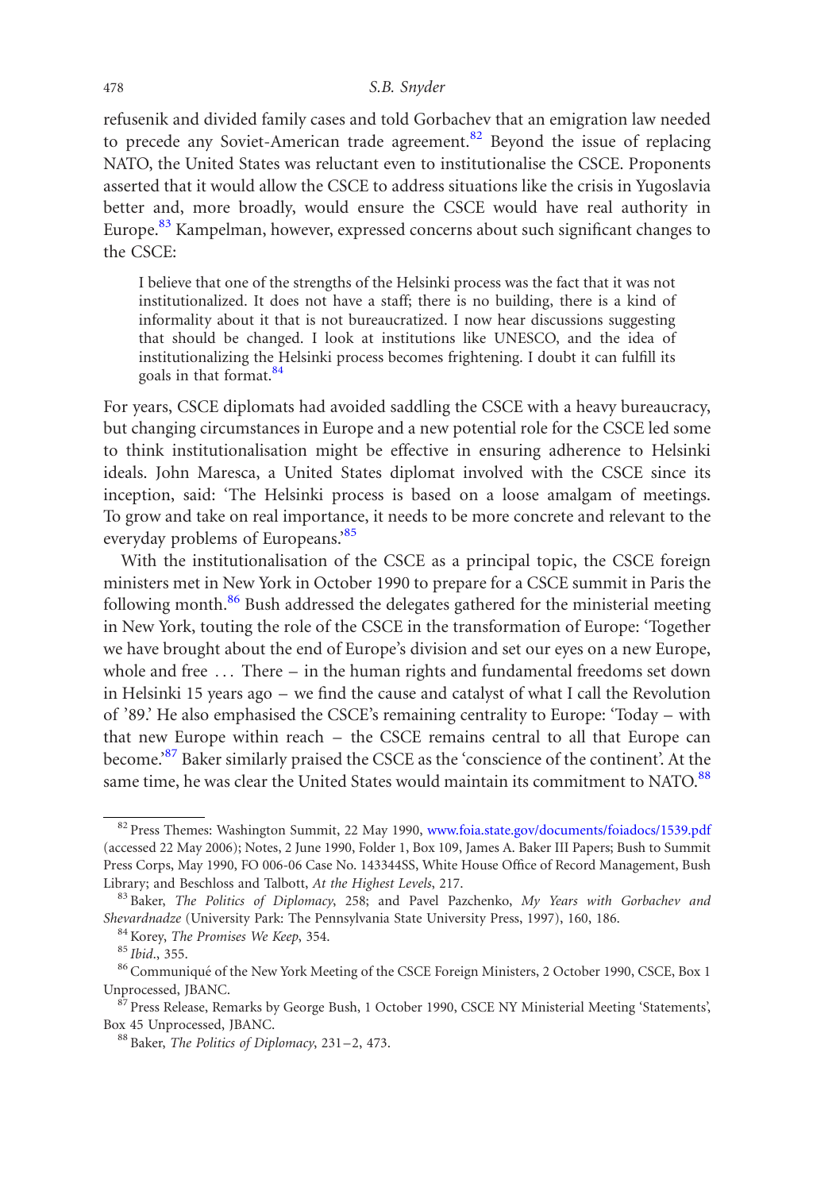refusenik and divided family cases and told Gorbachev that an emigration law needed to precede any Soviet-American trade agreement.[82] Beyond the issue of replacing NATO, the United States was reluctant even to institutionalise the CSCE. Proponents asserted that it would allow the CSCE to address situations like the crisis in Yugoslavia better and, more broadly, would ensure the CSCE would have real authority in Europe.[83] Kampelman, however, expressed concerns about such significant changes to the CSCE:

> I believe that one of the strengths of the Helsinki process was the fact that it was not institutionalized. It does not have a staff; there is no building, there is a kind of informality about it that is not bureaucratized. I now hear discussions suggesting that should be changed. I look at institutions like UNESCO, and the idea of institutionalizing the Helsinki process becomes frightening. I doubt it can fulfill its goals in that format.[84]

For years, CSCE diplomats had avoided saddling the CSCE with a heavy bureaucracy, but changing circumstances in Europe and a new potential role for the CSCE led some to think institutionalisation might be effective in ensuring adherence to Helsinki ideals. John Maresca, a United States diplomat involved with the CSCE since its inception, said: 'The Helsinki process is based on a loose amalgam of meetings. To grow and take on real importance, it needs to be more concrete and relevant to the everyday problems of Europeans.'[85]

With the institutionalisation of the CSCE as a principal topic, the CSCE foreign ministers met in New York in October 1990 to prepare for a CSCE summit in Paris the following month.[86] Bush addressed the delegates gathered for the ministerial meeting in New York, touting the role of the CSCE in the transformation of Europe: 'Together we have brought about the end of Europe's division and set our eyes on a new Europe, whole and free ... There – in the human rights and fundamental freedoms set down in Helsinki 15 years ago – we find the cause and catalyst of what I call the Revolution of '89.' He also emphasised the CSCE's remaining centrality to Europe: 'Today – with that new Europe within reach – the CSCE remains central to all that Europe can become.'[87] Baker similarly praised the CSCE as the 'conscience of the continent'. At the same time, he was clear the United States would maintain its commitment to NATO.[88]

[82] Press Themes: Washington Summit, 22 May 1990, www.foia.state.gov/documents/foiadocs/1539.pdf (accessed 22 May 2006); Notes, 2 June 1990, Folder 1, Box 109, James A. Baker III Papers; Bush to Summit Press Corps, May 1990, FO 006-06 Case No. 143344SS, White House Office of Record Management, Bush Library; and Beschloss and Talbott, *At the Highest Levels*, 217.

[83] Baker, *The Politics of Diplomacy*, 258; and Pavel Pazchenko, *My Years with Gorbachev and Shevardnadze* (University Park: The Pennsylvania State University Press, 1997), 160, 186.

[84] Korey, *The Promises We Keep*, 354.

[85] *Ibid*., 355.

[86] Communiqué of the New York Meeting of the CSCE Foreign Ministers, 2 October 1990, CSCE, Box 1 Unprocessed, JBANC.

[87] Press Release, Remarks by George Bush, 1 October 1990, CSCE NY Ministerial Meeting 'Statements', Box 45 Unprocessed, JBANC.

[88] Baker, *The Politics of Diplomacy*, 231–2, 473.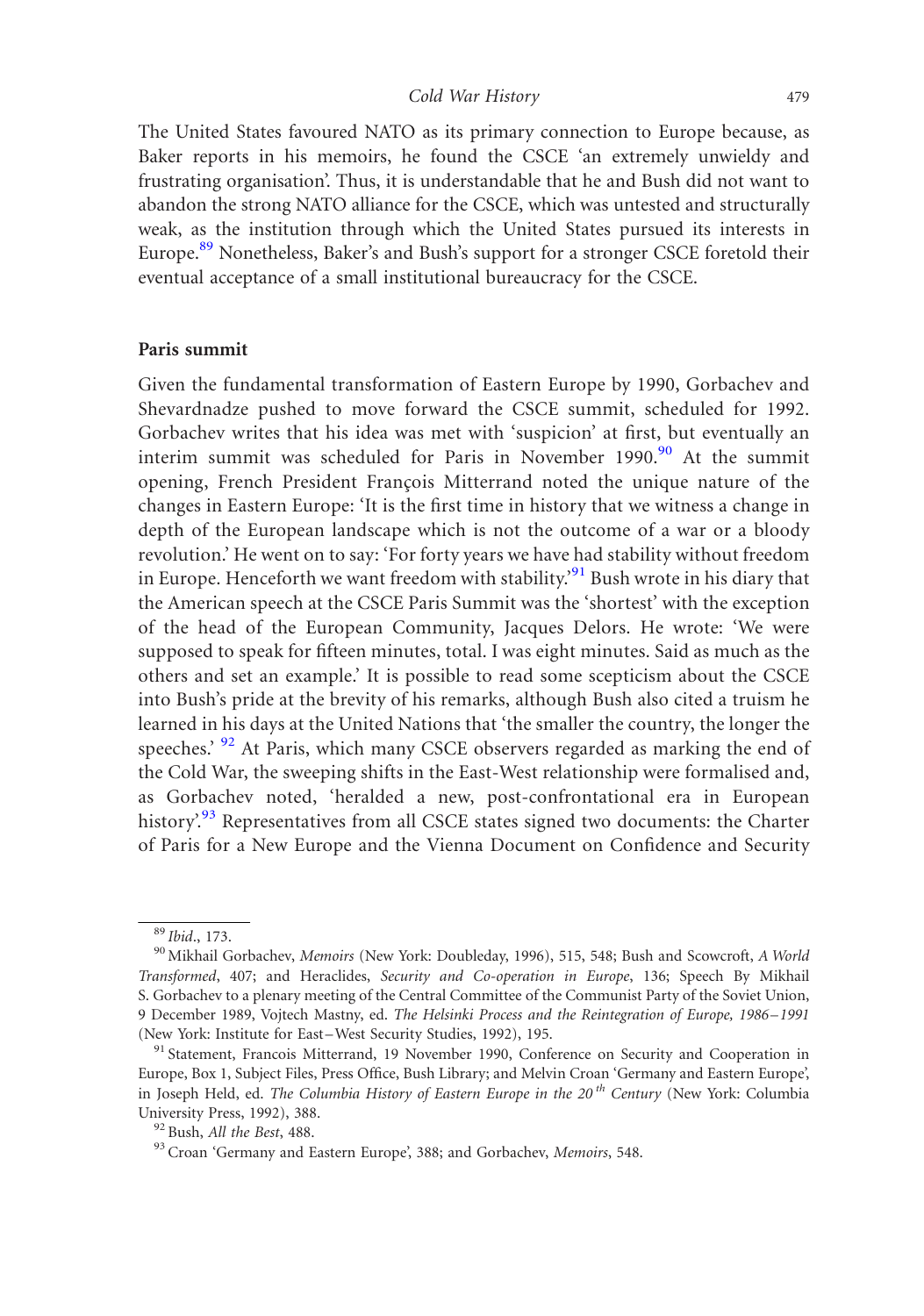The United States favoured NATO as its primary connection to Europe because, as Baker reports in his memoirs, he found the CSCE 'an extremely unwieldy and frustrating organisation'. Thus, it is understandable that he and Bush did not want to abandon the strong NATO alliance for the CSCE, which was untested and structurally weak, as the institution through which the United States pursued its interests in Europe.[89] Nonetheless, Baker's and Bush's support for a stronger CSCE foretold their eventual acceptance of a small institutional bureaucracy for the CSCE.

**Paris summit**

Given the fundamental transformation of Eastern Europe by 1990, Gorbachev and Shevardnadze pushed to move forward the CSCE summit, scheduled for 1992. Gorbachev writes that his idea was met with 'suspicion' at first, but eventually an interim summit was scheduled for Paris in November 1990.[90] At the summit opening, French President François Mitterrand noted the unique nature of the changes in Eastern Europe: 'It is the first time in history that we witness a change in depth of the European landscape which is not the outcome of a war or a bloody revolution.' He went on to say: 'For forty years we have had stability without freedom in Europe. Henceforth we want freedom with stability.'[91] Bush wrote in his diary that the American speech at the CSCE Paris Summit was the 'shortest' with the exception of the head of the European Community, Jacques Delors. He wrote: 'We were supposed to speak for fifteen minutes, total. I was eight minutes. Said as much as the others and set an example.' It is possible to read some scepticism about the CSCE into Bush's pride at the brevity of his remarks, although Bush also cited a truism he learned in his days at the United Nations that 'the smaller the country, the longer the speeches.'[92] At Paris, which many CSCE observers regarded as marking the end of the Cold War, the sweeping shifts in the East-West relationship were formalised and, as Gorbachev noted, 'heralded a new, post-confrontational era in European history'.[93] Representatives from all CSCE states signed two documents: the Charter of Paris for a New Europe and the Vienna Document on Confidence and Security

[89] *Ibid*., 173.

[90] Mikhail Gorbachev, *Memoirs* (New York: Doubleday, 1996), 515, 548; Bush and Scowcroft, *A World Transformed*, 407; and Heraclides, *Security and Co-operation in Europe*, 136; Speech By Mikhail S. Gorbachev to a plenary meeting of the Central Committee of the Communist Party of the Soviet Union, 9 December 1989, Vojtech Mastny, ed. *The Helsinki Process and the Reintegration of Europe, 1986–1991* (New York: Institute for East–West Security Studies, 1992), 195.

[91] Statement, Francois Mitterrand, 19 November 1990, Conference on Security and Cooperation in Europe, Box 1, Subject Files, Press Office, Bush Library; and Melvin Croan 'Germany and Eastern Europe', in Joseph Held, ed. *The Columbia History of Eastern Europe in the 20th Century* (New York: Columbia University Press, 1992), 388.

[92] Bush, *All the Best*, 488.

[93] Croan 'Germany and Eastern Europe', 388; and Gorbachev, *Memoirs*, 548.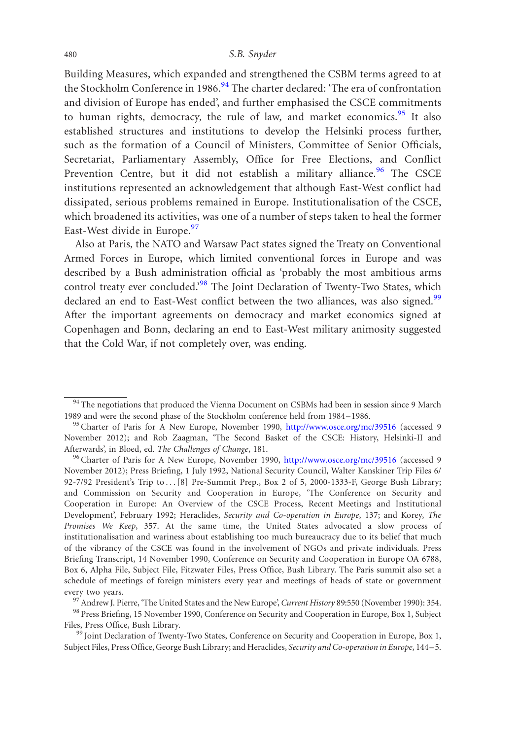Building Measures, which expanded and strengthened the CSBM terms agreed to at the Stockholm Conference in 1986.[94] The charter declared: 'The era of confrontation and division of Europe has ended', and further emphasised the CSCE commitments to human rights, democracy, the rule of law, and market economics.[95] It also established structures and institutions to develop the Helsinki process further, such as the formation of a Council of Ministers, Committee of Senior Officials, Secretariat, Parliamentary Assembly, Office for Free Elections, and Conflict Prevention Centre, but it did not establish a military alliance.[96] The CSCE institutions represented an acknowledgement that although East-West conflict had dissipated, serious problems remained in Europe. Institutionalisation of the CSCE, which broadened its activities, was one of a number of steps taken to heal the former East-West divide in Europe.[97]

Also at Paris, the NATO and Warsaw Pact states signed the Treaty on Conventional Armed Forces in Europe, which limited conventional forces in Europe and was described by a Bush administration official as 'probably the most ambitious arms control treaty ever concluded.'[98] The Joint Declaration of Twenty-Two States, which declared an end to East-West conflict between the two alliances, was also signed.[99] After the important agreements on democracy and market economics signed at Copenhagen and Bonn, declaring an end to East-West military animosity suggested that the Cold War, if not completely over, was ending.

---

[94] The negotiations that produced the Vienna Document on CSBMs had been in session since 9 March 1989 and were the second phase of the Stockholm conference held from 1984–1986.

[95] Charter of Paris for A New Europe, November 1990, http://www.osce.org/mc/39516 (accessed 9 November 2012); and Rob Zaagman, 'The Second Basket of the CSCE: History, Helsinki-II and Afterwards', in Bloed, ed. *The Challenges of Change*, 181.

[96] Charter of Paris for A New Europe, November 1990, http://www.osce.org/mc/39516 (accessed 9 November 2012); Press Briefing, 1 July 1992, National Security Council, Walter Kanskiner Trip Files 6/92-7/92 President's Trip to . . . [8] Pre-Summit Prep., Box 2 of 5, 2000-1333-F, George Bush Library; and Commission on Security and Cooperation in Europe, 'The Conference on Security and Cooperation in Europe: An Overview of the CSCE Process, Recent Meetings and Institutional Development', February 1992; Heraclides, *Security and Co-operation in Europe*, 137; and Korey, *The Promises We Keep*, 357. At the same time, the United States advocated a slow process of institutionalisation and wariness about establishing too much bureaucracy due to its belief that much of the vibrancy of the CSCE was found in the involvement of NGOs and private individuals. Press Briefing Transcript, 14 November 1990, Conference on Security and Cooperation in Europe OA 6788, Box 6, Alpha File, Subject File, Fitzwater Files, Press Office, Bush Library. The Paris summit also set a schedule of meetings of foreign ministers every year and meetings of heads of state or government every two years.

[97] Andrew J. Pierre, 'The United States and the New Europe', *Current History* 89:550 (November 1990): 354.

[98] Press Briefing, 15 November 1990, Conference on Security and Cooperation in Europe, Box 1, Subject Files, Press Office, Bush Library.

[99] Joint Declaration of Twenty-Two States, Conference on Security and Cooperation in Europe, Box 1, Subject Files, Press Office, George Bush Library; and Heraclides, *Security and Co-operation in Europe*, 144–5.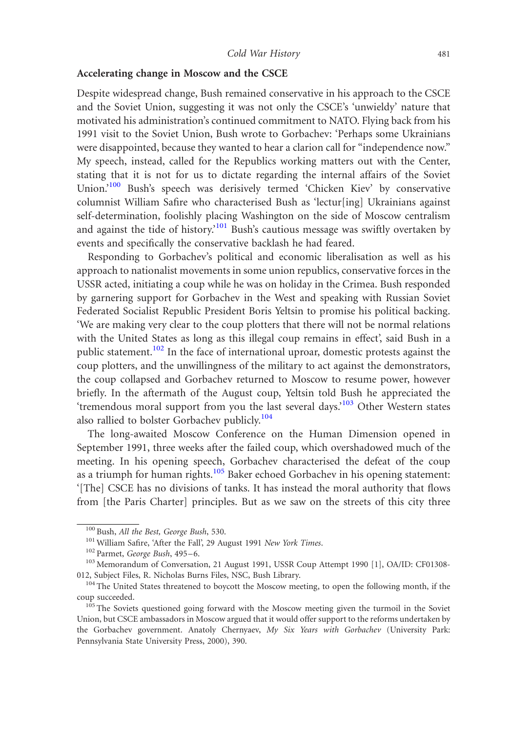## Accelerating change in Moscow and the CSCE

Despite widespread change, Bush remained conservative in his approach to the CSCE and the Soviet Union, suggesting it was not only the CSCE's 'unwieldy' nature that motivated his administration's continued commitment to NATO. Flying back from his 1991 visit to the Soviet Union, Bush wrote to Gorbachev: 'Perhaps some Ukrainians were disappointed, because they wanted to hear a clarion call for "independence now." My speech, instead, called for the Republics working matters out with the Center, stating that it is not for us to dictate regarding the internal affairs of the Soviet Union.'[100] Bush's speech was derisively termed 'Chicken Kiev' by conservative columnist William Safire who characterised Bush as 'lectur[ing] Ukrainians against self-determination, foolishly placing Washington on the side of Moscow centralism and against the tide of history.'[101] Bush's cautious message was swiftly overtaken by events and specifically the conservative backlash he had feared.

Responding to Gorbachev's political and economic liberalisation as well as his approach to nationalist movements in some union republics, conservative forces in the USSR acted, initiating a coup while he was on holiday in the Crimea. Bush responded by garnering support for Gorbachev in the West and speaking with Russian Soviet Federated Socialist Republic President Boris Yeltsin to promise his political backing. 'We are making very clear to the coup plotters that there will not be normal relations with the United States as long as this illegal coup remains in effect', said Bush in a public statement.[102] In the face of international uproar, domestic protests against the coup plotters, and the unwillingness of the military to act against the demonstrators, the coup collapsed and Gorbachev returned to Moscow to resume power, however briefly. In the aftermath of the August coup, Yeltsin told Bush he appreciated the 'tremendous moral support from you the last several days.'[103] Other Western states also rallied to bolster Gorbachev publicly.[104]

The long-awaited Moscow Conference on the Human Dimension opened in September 1991, three weeks after the failed coup, which overshadowed much of the meeting. In his opening speech, Gorbachev characterised the defeat of the coup as a triumph for human rights.[105] Baker echoed Gorbachev in his opening statement: '[The] CSCE has no divisions of tanks. It has instead the moral authority that flows from [the Paris Charter] principles. But as we saw on the streets of this city three

---

[100] Bush, *All the Best, George Bush*, 530.

[101] William Safire, 'After the Fall', 29 August 1991 *New York Times*.

[102] Parmet, *George Bush*, 495–6.

[103] Memorandum of Conversation, 21 August 1991, USSR Coup Attempt 1990 [1], OA/ID: CF01308-012, Subject Files, R. Nicholas Burns Files, NSC, Bush Library.

[104] The United States threatened to boycott the Moscow meeting, to open the following month, if the coup succeeded.

[105] The Soviets questioned going forward with the Moscow meeting given the turmoil in the Soviet Union, but CSCE ambassadors in Moscow argued that it would offer support to the reforms undertaken by the Gorbachev government. Anatoly Chernyaev, *My Six Years with Gorbachev* (University Park: Pennsylvania State University Press, 2000), 390.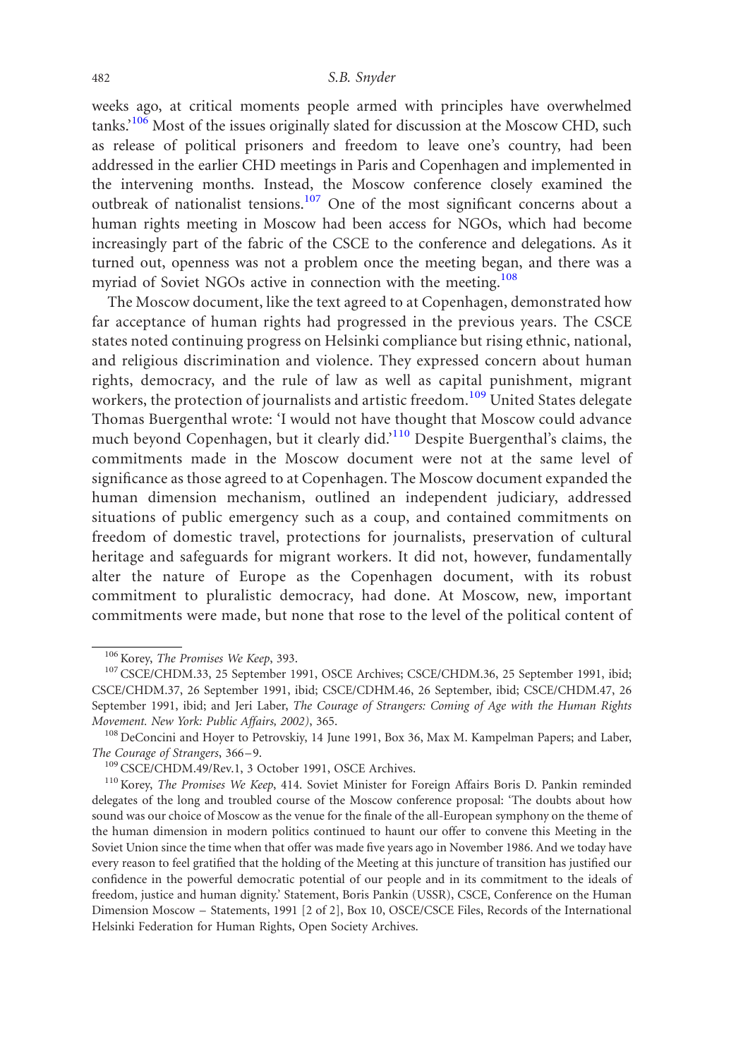weeks ago, at critical moments people armed with principles have overwhelmed tanks.'[106] Most of the issues originally slated for discussion at the Moscow CHD, such as release of political prisoners and freedom to leave one's country, had been addressed in the earlier CHD meetings in Paris and Copenhagen and implemented in the intervening months. Instead, the Moscow conference closely examined the outbreak of nationalist tensions.[107] One of the most significant concerns about a human rights meeting in Moscow had been access for NGOs, which had become increasingly part of the fabric of the CSCE to the conference and delegations. As it turned out, openness was not a problem once the meeting began, and there was a myriad of Soviet NGOs active in connection with the meeting.[108]

The Moscow document, like the text agreed to at Copenhagen, demonstrated how far acceptance of human rights had progressed in the previous years. The CSCE states noted continuing progress on Helsinki compliance but rising ethnic, national, and religious discrimination and violence. They expressed concern about human rights, democracy, and the rule of law as well as capital punishment, migrant workers, the protection of journalists and artistic freedom.[109] United States delegate Thomas Buergenthal wrote: 'I would not have thought that Moscow could advance much beyond Copenhagen, but it clearly did.'[110] Despite Buergenthal's claims, the commitments made in the Moscow document were not at the same level of significance as those agreed to at Copenhagen. The Moscow document expanded the human dimension mechanism, outlined an independent judiciary, addressed situations of public emergency such as a coup, and contained commitments on freedom of domestic travel, protections for journalists, preservation of cultural heritage and safeguards for migrant workers. It did not, however, fundamentally alter the nature of Europe as the Copenhagen document, with its robust commitment to pluralistic democracy, had done. At Moscow, new, important commitments were made, but none that rose to the level of the political content of

[106] Korey, *The Promises We Keep*, 393.

[107] CSCE/CHDM.33, 25 September 1991, OSCE Archives; CSCE/CHDM.36, 25 September 1991, ibid; CSCE/CHDM.37, 26 September 1991, ibid; CSCE/CDHM.46, 26 September, ibid; CSCE/CHDM.47, 26 September 1991, ibid; and Jeri Laber, *The Courage of Strangers: Coming of Age with the Human Rights Movement. New York: Public Affairs, 2002)*, 365.

[108] DeConcini and Hoyer to Petrovskiy, 14 June 1991, Box 36, Max M. Kampelman Papers; and Laber, *The Courage of Strangers*, 366–9.

[109] CSCE/CHDM.49/Rev.1, 3 October 1991, OSCE Archives.

[110] Korey, *The Promises We Keep*, 414. Soviet Minister for Foreign Affairs Boris D. Pankin reminded delegates of the long and troubled course of the Moscow conference proposal: 'The doubts about how sound was our choice of Moscow as the venue for the finale of the all-European symphony on the theme of the human dimension in modern politics continued to haunt our offer to convene this Meeting in the Soviet Union since the time when that offer was made five years ago in November 1986. And we today have every reason to feel gratified that the holding of the Meeting at this juncture of transition has justified our confidence in the powerful democratic potential of our people and in its commitment to the ideals of freedom, justice and human dignity.' Statement, Boris Pankin (USSR), CSCE, Conference on the Human Dimension Moscow – Statements, 1991 [2 of 2], Box 10, OSCE/CSCE Files, Records of the International Helsinki Federation for Human Rights, Open Society Archives.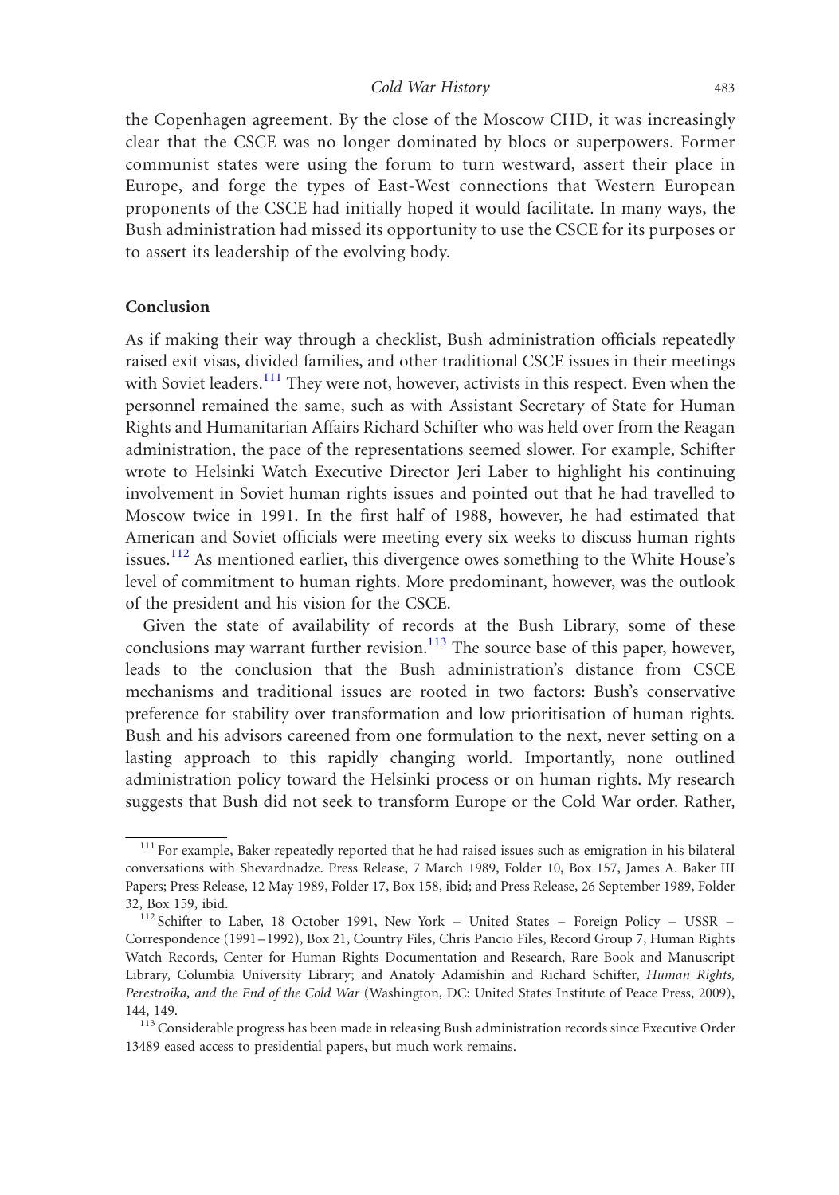the Copenhagen agreement. By the close of the Moscow CHD, it was increasingly clear that the CSCE was no longer dominated by blocs or superpowers. Former communist states were using the forum to turn westward, assert their place in Europe, and forge the types of East-West connections that Western European proponents of the CSCE had initially hoped it would facilitate. In many ways, the Bush administration had missed its opportunity to use the CSCE for its purposes or to assert its leadership of the evolving body.

## Conclusion

As if making their way through a checklist, Bush administration officials repeatedly raised exit visas, divided families, and other traditional CSCE issues in their meetings with Soviet leaders.[111] They were not, however, activists in this respect. Even when the personnel remained the same, such as with Assistant Secretary of State for Human Rights and Humanitarian Affairs Richard Schifter who was held over from the Reagan administration, the pace of the representations seemed slower. For example, Schifter wrote to Helsinki Watch Executive Director Jeri Laber to highlight his continuing involvement in Soviet human rights issues and pointed out that he had travelled to Moscow twice in 1991. In the first half of 1988, however, he had estimated that American and Soviet officials were meeting every six weeks to discuss human rights issues.[112] As mentioned earlier, this divergence owes something to the White House's level of commitment to human rights. More predominant, however, was the outlook of the president and his vision for the CSCE.

Given the state of availability of records at the Bush Library, some of these conclusions may warrant further revision.[113] The source base of this paper, however, leads to the conclusion that the Bush administration's distance from CSCE mechanisms and traditional issues are rooted in two factors: Bush's conservative preference for stability over transformation and low prioritisation of human rights. Bush and his advisors careened from one formulation to the next, never setting on a lasting approach to this rapidly changing world. Importantly, none outlined administration policy toward the Helsinki process or on human rights. My research suggests that Bush did not seek to transform Europe or the Cold War order. Rather,

---

[111] For example, Baker repeatedly reported that he had raised issues such as emigration in his bilateral conversations with Shevardnadze. Press Release, 7 March 1989, Folder 10, Box 157, James A. Baker III Papers; Press Release, 12 May 1989, Folder 17, Box 158, ibid; and Press Release, 26 September 1989, Folder 32, Box 159, ibid.

[112] Schifter to Laber, 18 October 1991, New York – United States – Foreign Policy – USSR – Correspondence (1991–1992), Box 21, Country Files, Chris Pancio Files, Record Group 7, Human Rights Watch Records, Center for Human Rights Documentation and Research, Rare Book and Manuscript Library, Columbia University Library; and Anatoly Adamishin and Richard Schifter, *Human Rights, Perestroika, and the End of the Cold War* (Washington, DC: United States Institute of Peace Press, 2009), 144, 149.

[113] Considerable progress has been made in releasing Bush administration records since Executive Order 13489 eased access to presidential papers, but much work remains.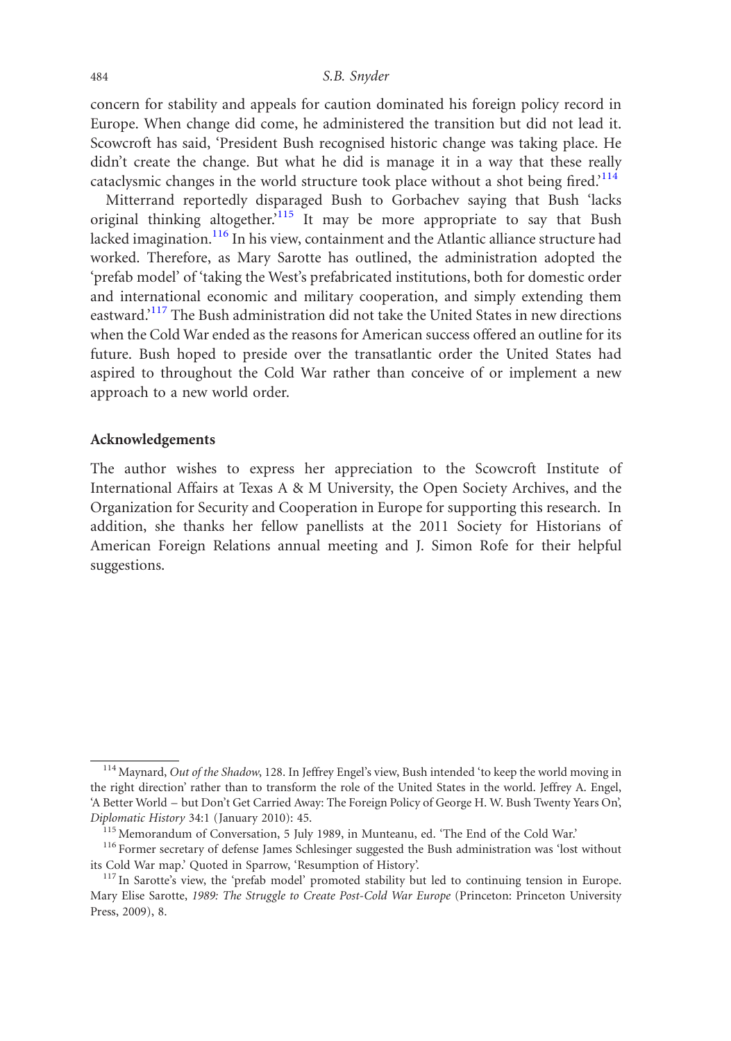concern for stability and appeals for caution dominated his foreign policy record in Europe. When change did come, he administered the transition but did not lead it. Scowcroft has said, 'President Bush recognised historic change was taking place. He didn't create the change. But what he did is manage it in a way that these really cataclysmic changes in the world structure took place without a shot being fired.'[114]

Mitterrand reportedly disparaged Bush to Gorbachev saying that Bush 'lacks original thinking altogether.'[115] It may be more appropriate to say that Bush lacked imagination.[116] In his view, containment and the Atlantic alliance structure had worked. Therefore, as Mary Sarotte has outlined, the administration adopted the 'prefab model' of 'taking the West's prefabricated institutions, both for domestic order and international economic and military cooperation, and simply extending them eastward.'[117] The Bush administration did not take the United States in new directions when the Cold War ended as the reasons for American success offered an outline for its future. Bush hoped to preside over the transatlantic order the United States had aspired to throughout the Cold War rather than conceive of or implement a new approach to a new world order.

## Acknowledgements

The author wishes to express her appreciation to the Scowcroft Institute of International Affairs at Texas A & M University, the Open Society Archives, and the Organization for Security and Cooperation in Europe for supporting this research. In addition, she thanks her fellow panellists at the 2011 Society for Historians of American Foreign Relations annual meeting and J. Simon Rofe for their helpful suggestions.

---

[114] Maynard, *Out of the Shadow*, 128. In Jeffrey Engel's view, Bush intended 'to keep the world moving in the right direction' rather than to transform the role of the United States in the world. Jeffrey A. Engel, 'A Better World – but Don't Get Carried Away: The Foreign Policy of George H. W. Bush Twenty Years On', *Diplomatic History* 34:1 (January 2010): 45.

[115] Memorandum of Conversation, 5 July 1989, in Munteanu, ed. 'The End of the Cold War.'

[116] Former secretary of defense James Schlesinger suggested the Bush administration was 'lost without its Cold War map.' Quoted in Sparrow, 'Resumption of History'.

[117] In Sarotte's view, the 'prefab model' promoted stability but led to continuing tension in Europe. Mary Elise Sarotte, *1989: The Struggle to Create Post-Cold War Europe* (Princeton: Princeton University Press, 2009), 8.